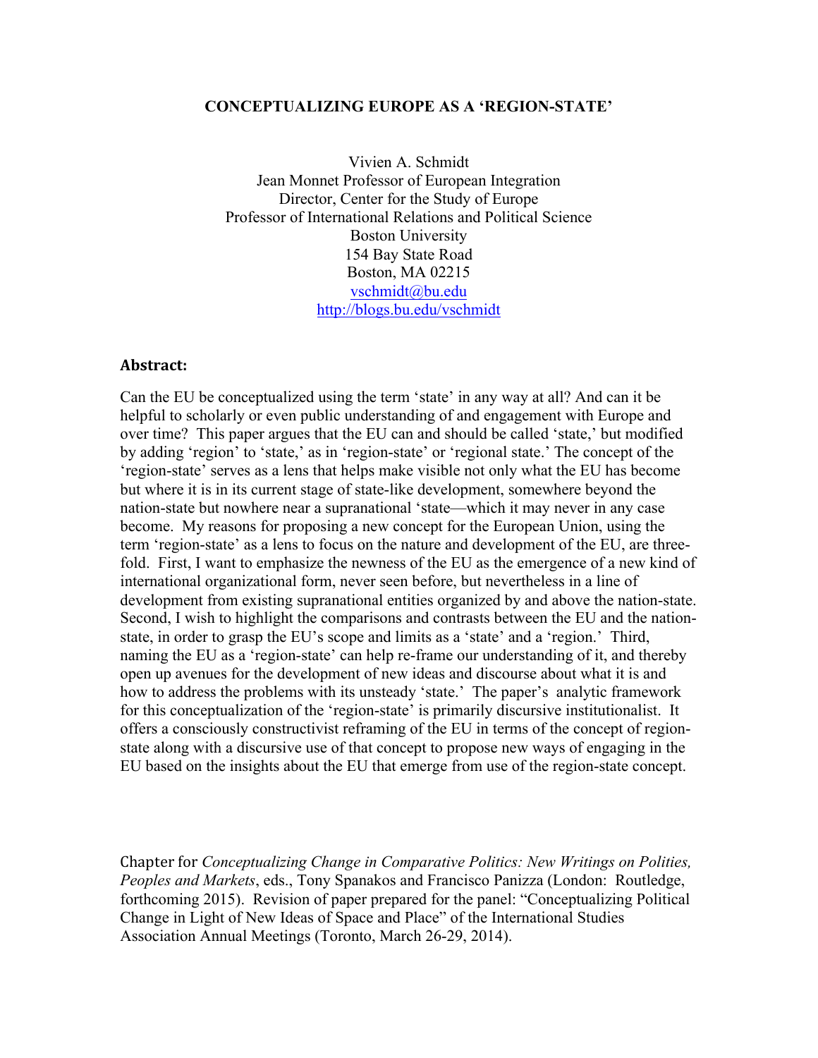# CONCEPTUALIZING EUROPE AS A 'REGION-STATE'

Vivien A. Schmidt
Jean Monnet Professor of European Integration
Director, Center for the Study of Europe
Professor of International Relations and Political Science
Boston University
154 Bay State Road
Boston, MA 02215
vschmidt@bu.edu
http://blogs.bu.edu/vschmidt

## Abstract:

Can the EU be conceptualized using the term 'state' in any way at all? And can it be helpful to scholarly or even public understanding of and engagement with Europe and over time? This paper argues that the EU can and should be called 'state,' but modified by adding 'region' to 'state,' as in 'region-state' or 'regional state.' The concept of the 'region-state' serves as a lens that helps make visible not only what the EU has become but where it is in its current stage of state-like development, somewhere beyond the nation-state but nowhere near a supranational 'state—which it may never in any case become. My reasons for proposing a new concept for the European Union, using the term 'region-state' as a lens to focus on the nature and development of the EU, are three-fold. First, I want to emphasize the newness of the EU as the emergence of a new kind of international organizational form, never seen before, but nevertheless in a line of development from existing supranational entities organized by and above the nation-state. Second, I wish to highlight the comparisons and contrasts between the EU and the nation-state, in order to grasp the EU's scope and limits as a 'state' and a 'region.' Third, naming the EU as a 'region-state' can help re-frame our understanding of it, and thereby open up avenues for the development of new ideas and discourse about what it is and how to address the problems with its unsteady 'state.' The paper's analytic framework for this conceptualization of the 'region-state' is primarily discursive institutionalist. It offers a consciously constructivist reframing of the EU in terms of the concept of region-state along with a discursive use of that concept to propose new ways of engaging in the EU based on the insights about the EU that emerge from use of the region-state concept.

Chapter for *Conceptualizing Change in Comparative Politics: New Writings on Polities, Peoples and Markets*, eds., Tony Spanakos and Francisco Panizza (London: Routledge, forthcoming 2015). Revision of paper prepared for the panel: "Conceptualizing Political Change in Light of New Ideas of Space and Place" of the International Studies Association Annual Meetings (Toronto, March 26-29, 2014).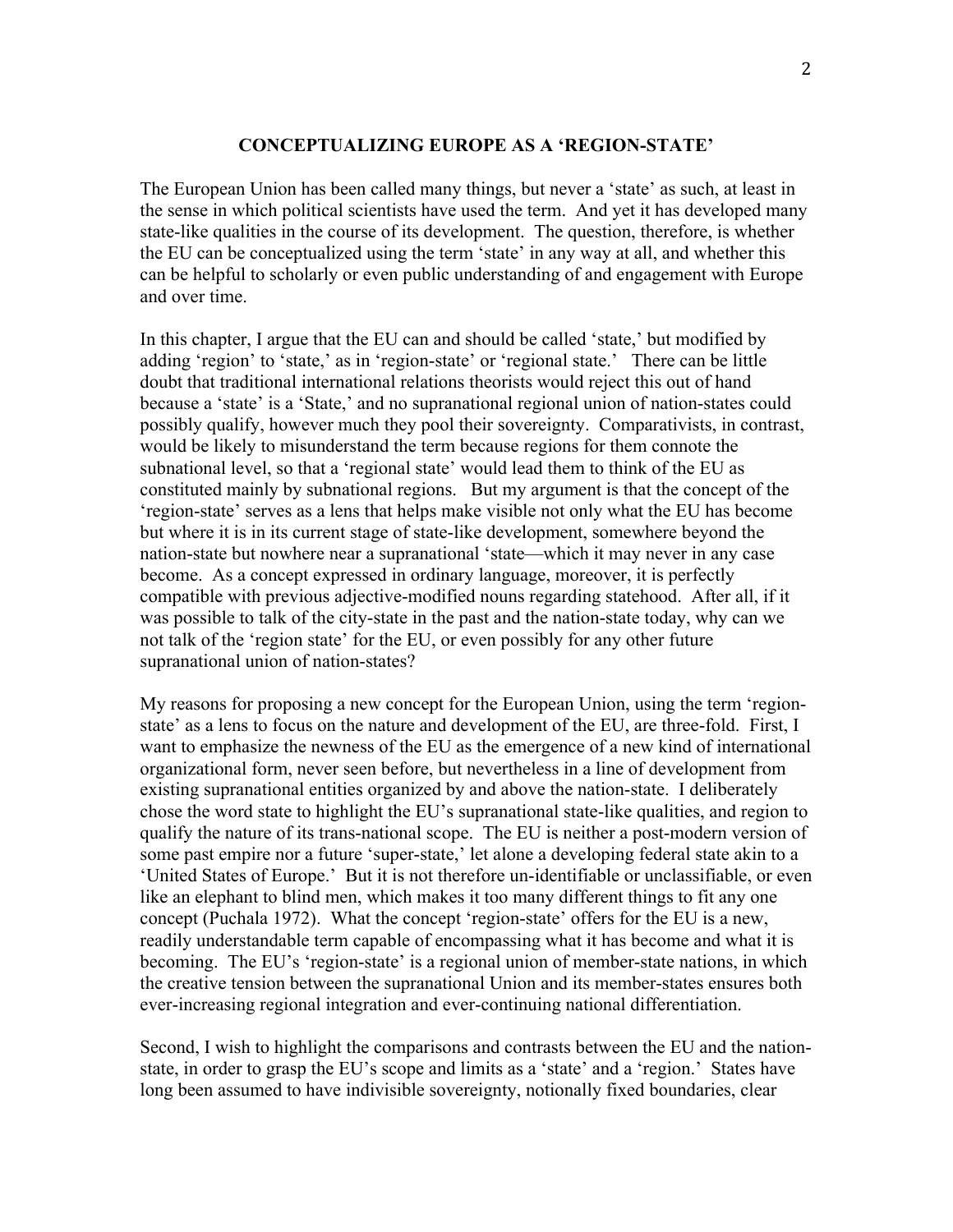## CONCEPTUALIZING EUROPE AS A 'REGION-STATE'

The European Union has been called many things, but never a 'state' as such, at least in the sense in which political scientists have used the term. And yet it has developed many state-like qualities in the course of its development. The question, therefore, is whether the EU can be conceptualized using the term 'state' in any way at all, and whether this can be helpful to scholarly or even public understanding of and engagement with Europe and over time.

In this chapter, I argue that the EU can and should be called 'state,' but modified by adding 'region' to 'state,' as in 'region-state' or 'regional state.' There can be little doubt that traditional international relations theorists would reject this out of hand because a 'state' is a 'State,' and no supranational regional union of nation-states could possibly qualify, however much they pool their sovereignty. Comparativists, in contrast, would be likely to misunderstand the term because regions for them connote the subnational level, so that a 'regional state' would lead them to think of the EU as constituted mainly by subnational regions. But my argument is that the concept of the 'region-state' serves as a lens that helps make visible not only what the EU has become but where it is in its current stage of state-like development, somewhere beyond the nation-state but nowhere near a supranational 'state—which it may never in any case become. As a concept expressed in ordinary language, moreover, it is perfectly compatible with previous adjective-modified nouns regarding statehood. After all, if it was possible to talk of the city-state in the past and the nation-state today, why can we not talk of the 'region state' for the EU, or even possibly for any other future supranational union of nation-states?

My reasons for proposing a new concept for the European Union, using the term 'region-state' as a lens to focus on the nature and development of the EU, are three-fold. First, I want to emphasize the newness of the EU as the emergence of a new kind of international organizational form, never seen before, but nevertheless in a line of development from existing supranational entities organized by and above the nation-state. I deliberately chose the word state to highlight the EU's supranational state-like qualities, and region to qualify the nature of its trans-national scope. The EU is neither a post-modern version of some past empire nor a future 'super-state,' let alone a developing federal state akin to a 'United States of Europe.' But it is not therefore un-identifiable or unclassifiable, or even like an elephant to blind men, which makes it too many different things to fit any one concept (Puchala 1972). What the concept 'region-state' offers for the EU is a new, readily understandable term capable of encompassing what it has become and what it is becoming. The EU's 'region-state' is a regional union of member-state nations, in which the creative tension between the supranational Union and its member-states ensures both ever-increasing regional integration and ever-continuing national differentiation.

Second, I wish to highlight the comparisons and contrasts between the EU and the nation-state, in order to grasp the EU's scope and limits as a 'state' and a 'region.' States have long been assumed to have indivisible sovereignty, notionally fixed boundaries, clear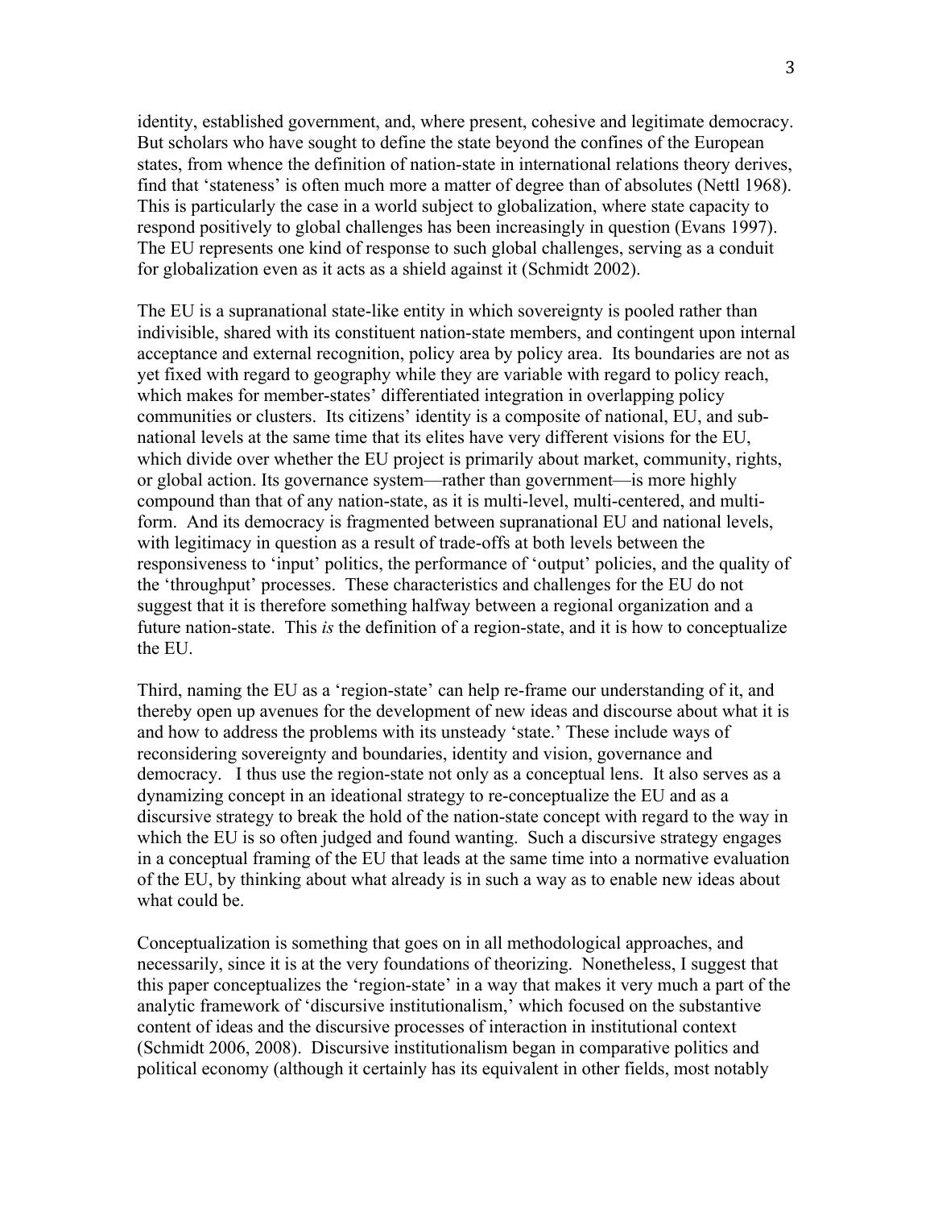identity, established government, and, where present, cohesive and legitimate democracy. But scholars who have sought to define the state beyond the confines of the European states, from whence the definition of nation-state in international relations theory derives, find that 'stateness' is often much more a matter of degree than of absolutes (Nettl 1968). This is particularly the case in a world subject to globalization, where state capacity to respond positively to global challenges has been increasingly in question (Evans 1997). The EU represents one kind of response to such global challenges, serving as a conduit for globalization even as it acts as a shield against it (Schmidt 2002).

The EU is a supranational state-like entity in which sovereignty is pooled rather than indivisible, shared with its constituent nation-state members, and contingent upon internal acceptance and external recognition, policy area by policy area. Its boundaries are not as yet fixed with regard to geography while they are variable with regard to policy reach, which makes for member-states' differentiated integration in overlapping policy communities or clusters. Its citizens' identity is a composite of national, EU, and sub-national levels at the same time that its elites have very different visions for the EU, which divide over whether the EU project is primarily about market, community, rights, or global action. Its governance system—rather than government—is more highly compound than that of any nation-state, as it is multi-level, multi-centered, and multi-form. And its democracy is fragmented between supranational EU and national levels, with legitimacy in question as a result of trade-offs at both levels between the responsiveness to 'input' politics, the performance of 'output' policies, and the quality of the 'throughput' processes. These characteristics and challenges for the EU do not suggest that it is therefore something halfway between a regional organization and a future nation-state. This *is* the definition of a region-state, and it is how to conceptualize the EU.

Third, naming the EU as a 'region-state' can help re-frame our understanding of it, and thereby open up avenues for the development of new ideas and discourse about what it is and how to address the problems with its unsteady 'state.' These include ways of reconsidering sovereignty and boundaries, identity and vision, governance and democracy. I thus use the region-state not only as a conceptual lens. It also serves as a dynamizing concept in an ideational strategy to re-conceptualize the EU and as a discursive strategy to break the hold of the nation-state concept with regard to the way in which the EU is so often judged and found wanting. Such a discursive strategy engages in a conceptual framing of the EU that leads at the same time into a normative evaluation of the EU, by thinking about what already is in such a way as to enable new ideas about what could be.

Conceptualization is something that goes on in all methodological approaches, and necessarily, since it is at the very foundations of theorizing. Nonetheless, I suggest that this paper conceptualizes the 'region-state' in a way that makes it very much a part of the analytic framework of 'discursive institutionalism,' which focused on the substantive content of ideas and the discursive processes of interaction in institutional context (Schmidt 2006, 2008). Discursive institutionalism began in comparative politics and political economy (although it certainly has its equivalent in other fields, most notably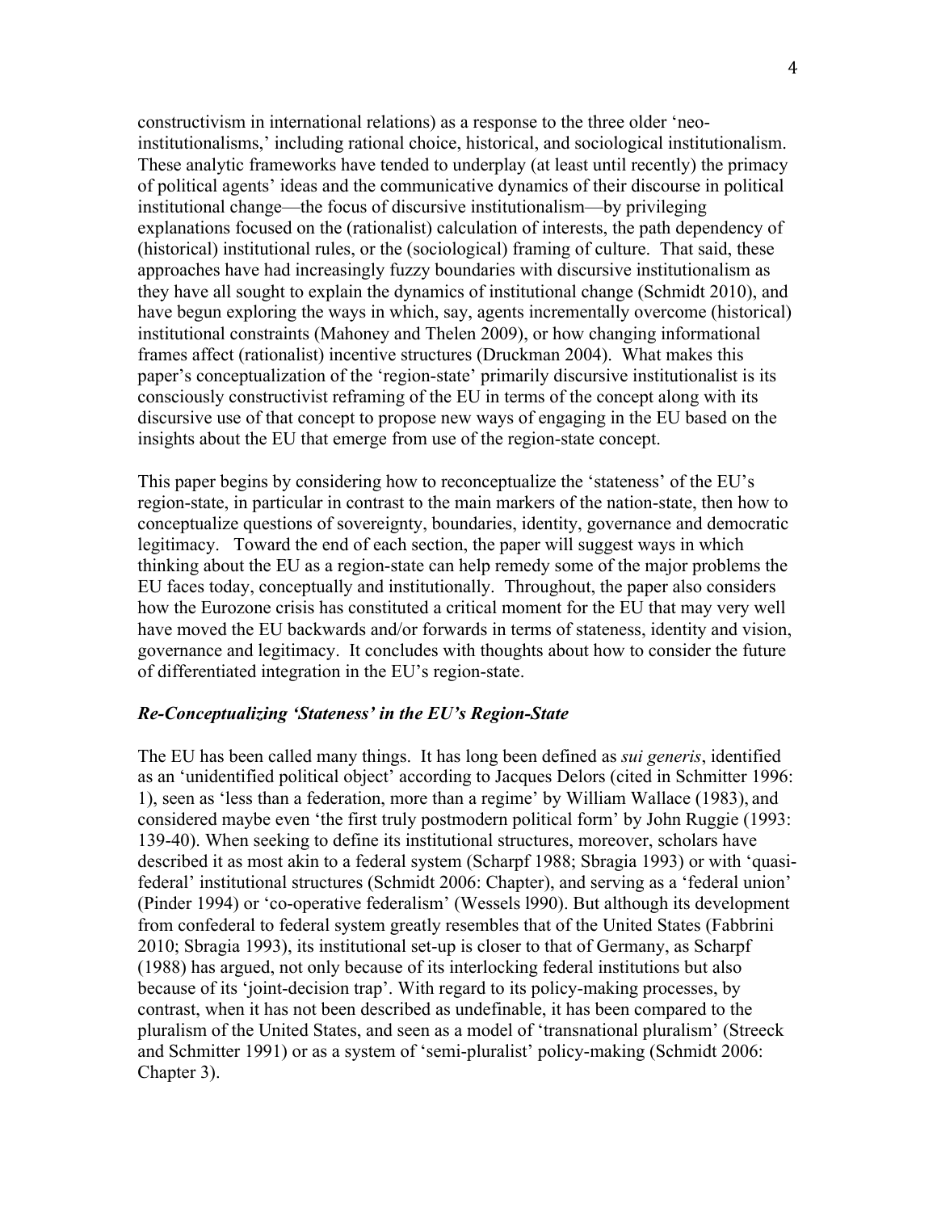constructivism in international relations) as a response to the three older 'neo-institutionalisms,' including rational choice, historical, and sociological institutionalism. These analytic frameworks have tended to underplay (at least until recently) the primacy of political agents' ideas and the communicative dynamics of their discourse in political institutional change—the focus of discursive institutionalism—by privileging explanations focused on the (rationalist) calculation of interests, the path dependency of (historical) institutional rules, or the (sociological) framing of culture. That said, these approaches have had increasingly fuzzy boundaries with discursive institutionalism as they have all sought to explain the dynamics of institutional change (Schmidt 2010), and have begun exploring the ways in which, say, agents incrementally overcome (historical) institutional constraints (Mahoney and Thelen 2009), or how changing informational frames affect (rationalist) incentive structures (Druckman 2004). What makes this paper's conceptualization of the 'region-state' primarily discursive institutionalist is its consciously constructivist reframing of the EU in terms of the concept along with its discursive use of that concept to propose new ways of engaging in the EU based on the insights about the EU that emerge from use of the region-state concept.

This paper begins by considering how to reconceptualize the 'stateness' of the EU's region-state, in particular in contrast to the main markers of the nation-state, then how to conceptualize questions of sovereignty, boundaries, identity, governance and democratic legitimacy. Toward the end of each section, the paper will suggest ways in which thinking about the EU as a region-state can help remedy some of the major problems the EU faces today, conceptually and institutionally. Throughout, the paper also considers how the Eurozone crisis has constituted a critical moment for the EU that may very well have moved the EU backwards and/or forwards in terms of stateness, identity and vision, governance and legitimacy. It concludes with thoughts about how to consider the future of differentiated integration in the EU's region-state.

### *Re-Conceptualizing 'Stateness' in the EU's Region-State*

The EU has been called many things. It has long been defined as *sui generis*, identified as an 'unidentified political object' according to Jacques Delors (cited in Schmitter 1996: 1), seen as 'less than a federation, more than a regime' by William Wallace (1983), and considered maybe even 'the first truly postmodern political form' by John Ruggie (1993: 139-40). When seeking to define its institutional structures, moreover, scholars have described it as most akin to a federal system (Scharpf 1988; Sbragia 1993) or with 'quasi-federal' institutional structures (Schmidt 2006: Chapter), and serving as a 'federal union' (Pinder 1994) or 'co-operative federalism' (Wessels l990). But although its development from confederal to federal system greatly resembles that of the United States (Fabbrini 2010; Sbragia 1993), its institutional set-up is closer to that of Germany, as Scharpf (1988) has argued, not only because of its interlocking federal institutions but also because of its 'joint-decision trap'. With regard to its policy-making processes, by contrast, when it has not been described as undefinable, it has been compared to the pluralism of the United States, and seen as a model of 'transnational pluralism' (Streeck and Schmitter 1991) or as a system of 'semi-pluralist' policy-making (Schmidt 2006: Chapter 3).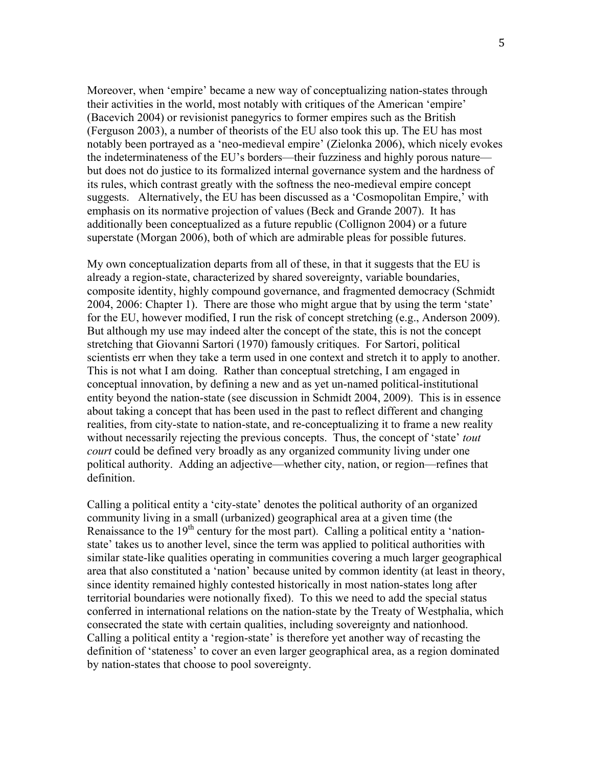Moreover, when 'empire' became a new way of conceptualizing nation-states through their activities in the world, most notably with critiques of the American 'empire' (Bacevich 2004) or revisionist panegyrics to former empires such as the British (Ferguson 2003), a number of theorists of the EU also took this up. The EU has most notably been portrayed as a 'neo-medieval empire' (Zielonka 2006), which nicely evokes the indeterminateness of the EU's borders—their fuzziness and highly porous nature—but does not do justice to its formalized internal governance system and the hardness of its rules, which contrast greatly with the softness the neo-medieval empire concept suggests. Alternatively, the EU has been discussed as a 'Cosmopolitan Empire,' with emphasis on its normative projection of values (Beck and Grande 2007). It has additionally been conceptualized as a future republic (Collignon 2004) or a future superstate (Morgan 2006), both of which are admirable pleas for possible futures.

My own conceptualization departs from all of these, in that it suggests that the EU is already a region-state, characterized by shared sovereignty, variable boundaries, composite identity, highly compound governance, and fragmented democracy (Schmidt 2004, 2006: Chapter 1). There are those who might argue that by using the term 'state' for the EU, however modified, I run the risk of concept stretching (e.g., Anderson 2009). But although my use may indeed alter the concept of the state, this is not the concept stretching that Giovanni Sartori (1970) famously critiques. For Sartori, political scientists err when they take a term used in one context and stretch it to apply to another. This is not what I am doing. Rather than conceptual stretching, I am engaged in conceptual innovation, by defining a new and as yet un-named political-institutional entity beyond the nation-state (see discussion in Schmidt 2004, 2009). This is in essence about taking a concept that has been used in the past to reflect different and changing realities, from city-state to nation-state, and re-conceptualizing it to frame a new reality without necessarily rejecting the previous concepts. Thus, the concept of 'state' *tout court* could be defined very broadly as any organized community living under one political authority. Adding an adjective—whether city, nation, or region—refines that definition.

Calling a political entity a 'city-state' denotes the political authority of an organized community living in a small (urbanized) geographical area at a given time (the Renaissance to the 19th century for the most part). Calling a political entity a 'nation-state' takes us to another level, since the term was applied to political authorities with similar state-like qualities operating in communities covering a much larger geographical area that also constituted a 'nation' because united by common identity (at least in theory, since identity remained highly contested historically in most nation-states long after territorial boundaries were notionally fixed). To this we need to add the special status conferred in international relations on the nation-state by the Treaty of Westphalia, which consecrated the state with certain qualities, including sovereignty and nationhood. Calling a political entity a 'region-state' is therefore yet another way of recasting the definition of 'stateness' to cover an even larger geographical area, as a region dominated by nation-states that choose to pool sovereignty.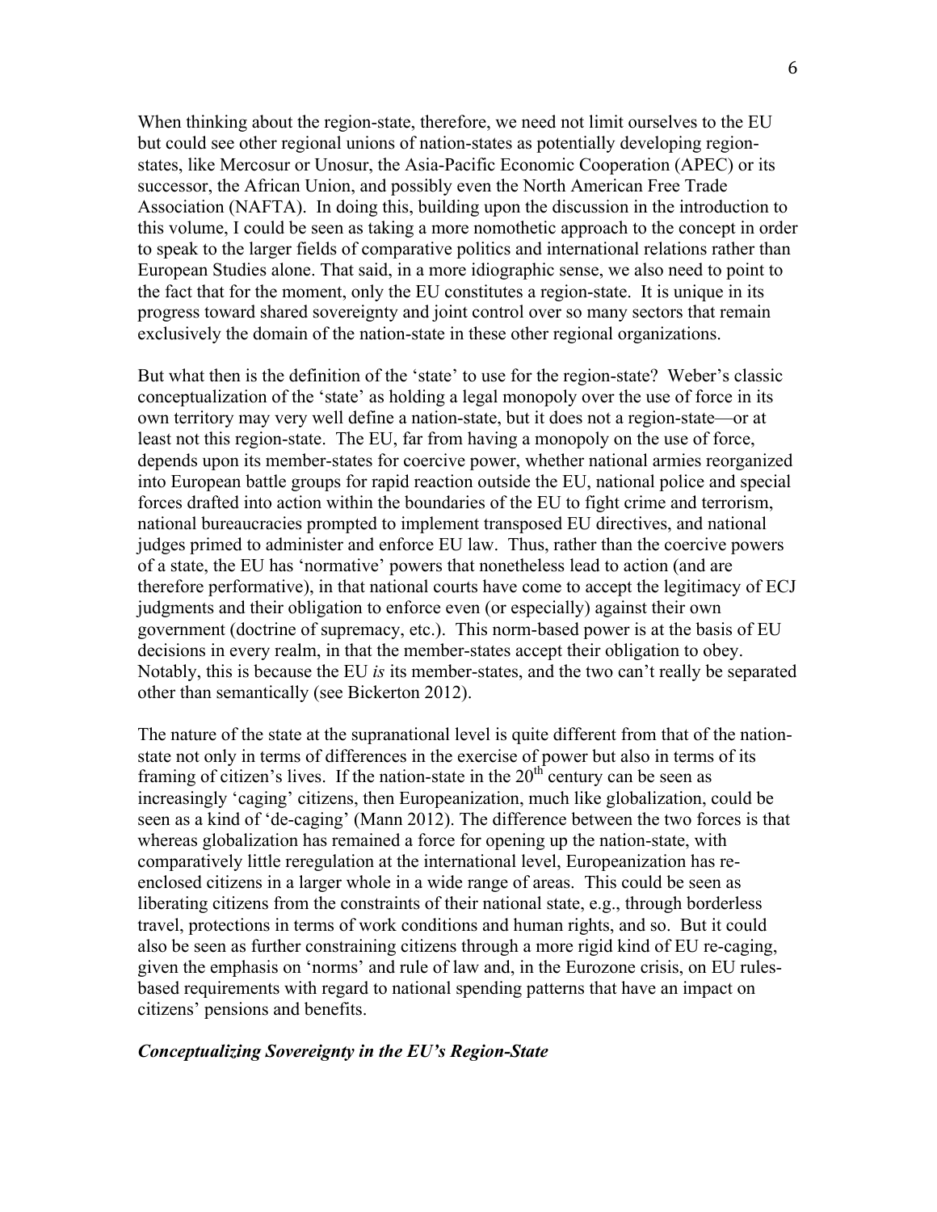When thinking about the region-state, therefore, we need not limit ourselves to the EU but could see other regional unions of nation-states as potentially developing region-states, like Mercosur or Unosur, the Asia-Pacific Economic Cooperation (APEC) or its successor, the African Union, and possibly even the North American Free Trade Association (NAFTA). In doing this, building upon the discussion in the introduction to this volume, I could be seen as taking a more nomothetic approach to the concept in order to speak to the larger fields of comparative politics and international relations rather than European Studies alone. That said, in a more idiographic sense, we also need to point to the fact that for the moment, only the EU constitutes a region-state. It is unique in its progress toward shared sovereignty and joint control over so many sectors that remain exclusively the domain of the nation-state in these other regional organizations.

But what then is the definition of the 'state' to use for the region-state? Weber's classic conceptualization of the 'state' as holding a legal monopoly over the use of force in its own territory may very well define a nation-state, but it does not a region-state—or at least not this region-state. The EU, far from having a monopoly on the use of force, depends upon its member-states for coercive power, whether national armies reorganized into European battle groups for rapid reaction outside the EU, national police and special forces drafted into action within the boundaries of the EU to fight crime and terrorism, national bureaucracies prompted to implement transposed EU directives, and national judges primed to administer and enforce EU law. Thus, rather than the coercive powers of a state, the EU has 'normative' powers that nonetheless lead to action (and are therefore performative), in that national courts have come to accept the legitimacy of ECJ judgments and their obligation to enforce even (or especially) against their own government (doctrine of supremacy, etc.). This norm-based power is at the basis of EU decisions in every realm, in that the member-states accept their obligation to obey. Notably, this is because the EU *is* its member-states, and the two can't really be separated other than semantically (see Bickerton 2012).

The nature of the state at the supranational level is quite different from that of the nation-state not only in terms of differences in the exercise of power but also in terms of its framing of citizen's lives. If the nation-state in the 20th century can be seen as increasingly 'caging' citizens, then Europeanization, much like globalization, could be seen as a kind of 'de-caging' (Mann 2012). The difference between the two forces is that whereas globalization has remained a force for opening up the nation-state, with comparatively little reregulation at the international level, Europeanization has re-enclosed citizens in a larger whole in a wide range of areas. This could be seen as liberating citizens from the constraints of their national state, e.g., through borderless travel, protections in terms of work conditions and human rights, and so. But it could also be seen as further constraining citizens through a more rigid kind of EU re-caging, given the emphasis on 'norms' and rule of law and, in the Eurozone crisis, on EU rules-based requirements with regard to national spending patterns that have an impact on citizens' pensions and benefits.

### ***Conceptualizing Sovereignty in the EU's Region-State***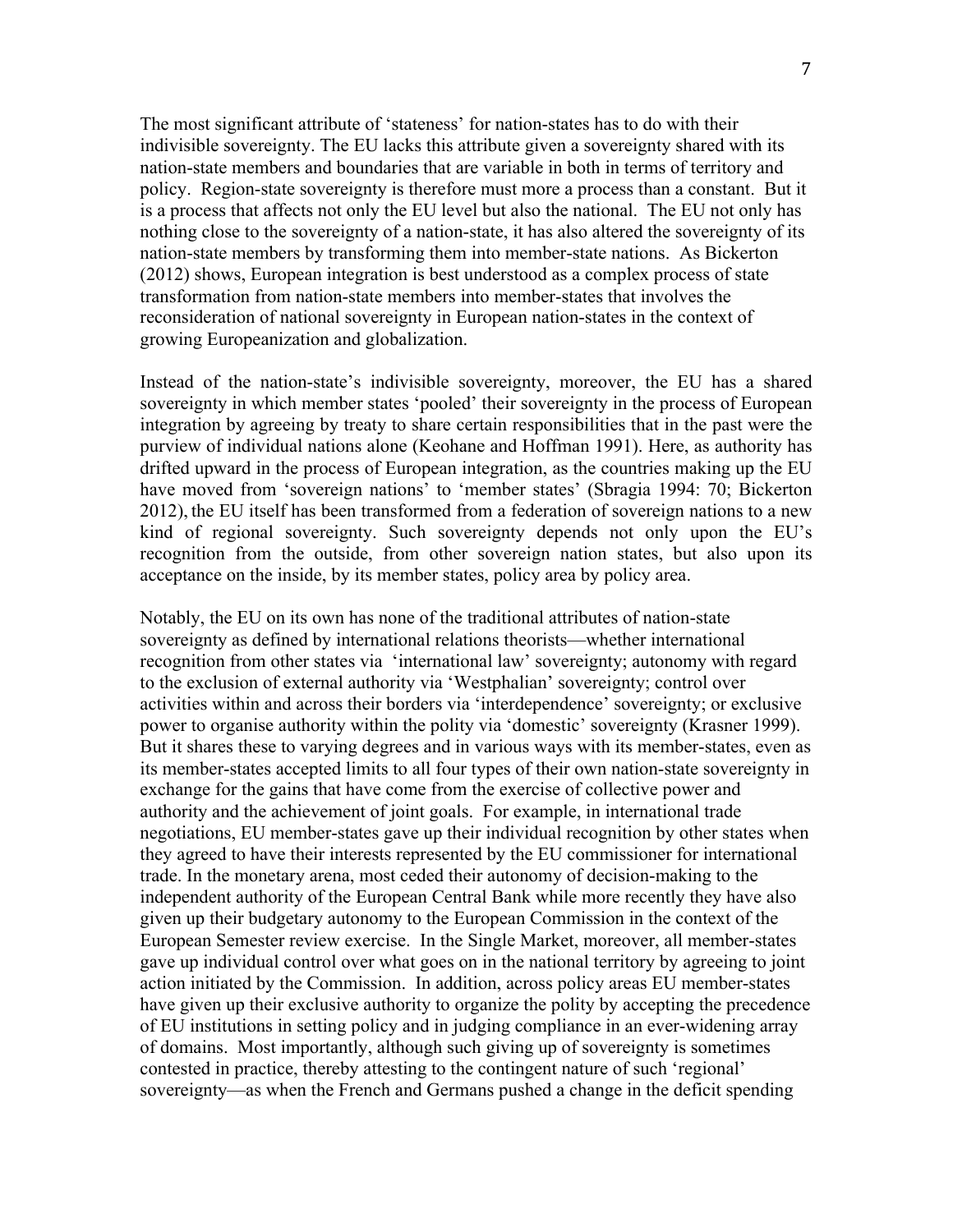The most significant attribute of 'stateness' for nation-states has to do with their indivisible sovereignty. The EU lacks this attribute given a sovereignty shared with its nation-state members and boundaries that are variable in both in terms of territory and policy. Region-state sovereignty is therefore must more a process than a constant. But it is a process that affects not only the EU level but also the national. The EU not only has nothing close to the sovereignty of a nation-state, it has also altered the sovereignty of its nation-state members by transforming them into member-state nations. As Bickerton (2012) shows, European integration is best understood as a complex process of state transformation from nation-state members into member-states that involves the reconsideration of national sovereignty in European nation-states in the context of growing Europeanization and globalization.

Instead of the nation-state's indivisible sovereignty, moreover, the EU has a shared sovereignty in which member states 'pooled' their sovereignty in the process of European integration by agreeing by treaty to share certain responsibilities that in the past were the purview of individual nations alone (Keohane and Hoffman 1991). Here, as authority has drifted upward in the process of European integration, as the countries making up the EU have moved from 'sovereign nations' to 'member states' (Sbragia 1994: 70; Bickerton 2012), the EU itself has been transformed from a federation of sovereign nations to a new kind of regional sovereignty. Such sovereignty depends not only upon the EU's recognition from the outside, from other sovereign nation states, but also upon its acceptance on the inside, by its member states, policy area by policy area.

Notably, the EU on its own has none of the traditional attributes of nation-state sovereignty as defined by international relations theorists—whether international recognition from other states via 'international law' sovereignty; autonomy with regard to the exclusion of external authority via 'Westphalian' sovereignty; control over activities within and across their borders via 'interdependence' sovereignty; or exclusive power to organise authority within the polity via 'domestic' sovereignty (Krasner 1999). But it shares these to varying degrees and in various ways with its member-states, even as its member-states accepted limits to all four types of their own nation-state sovereignty in exchange for the gains that have come from the exercise of collective power and authority and the achievement of joint goals. For example, in international trade negotiations, EU member-states gave up their individual recognition by other states when they agreed to have their interests represented by the EU commissioner for international trade. In the monetary arena, most ceded their autonomy of decision-making to the independent authority of the European Central Bank while more recently they have also given up their budgetary autonomy to the European Commission in the context of the European Semester review exercise. In the Single Market, moreover, all member-states gave up individual control over what goes on in the national territory by agreeing to joint action initiated by the Commission. In addition, across policy areas EU member-states have given up their exclusive authority to organize the polity by accepting the precedence of EU institutions in setting policy and in judging compliance in an ever-widening array of domains. Most importantly, although such giving up of sovereignty is sometimes contested in practice, thereby attesting to the contingent nature of such 'regional' sovereignty—as when the French and Germans pushed a change in the deficit spending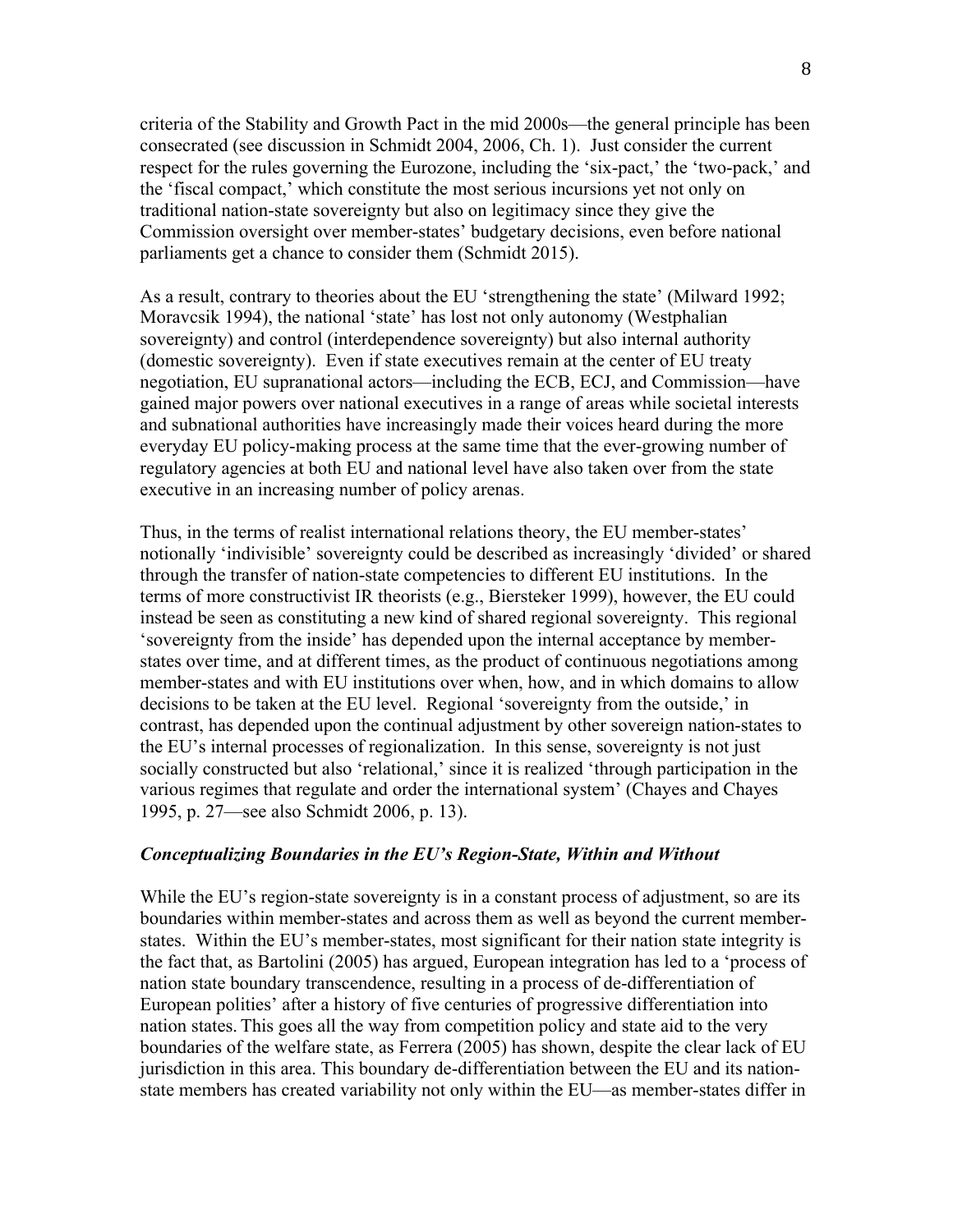criteria of the Stability and Growth Pact in the mid 2000s—the general principle has been consecrated (see discussion in Schmidt 2004, 2006, Ch. 1). Just consider the current respect for the rules governing the Eurozone, including the 'six-pact,' the 'two-pack,' and the 'fiscal compact,' which constitute the most serious incursions yet not only on traditional nation-state sovereignty but also on legitimacy since they give the Commission oversight over member-states' budgetary decisions, even before national parliaments get a chance to consider them (Schmidt 2015).

As a result, contrary to theories about the EU 'strengthening the state' (Milward 1992; Moravcsik 1994), the national 'state' has lost not only autonomy (Westphalian sovereignty) and control (interdependence sovereignty) but also internal authority (domestic sovereignty). Even if state executives remain at the center of EU treaty negotiation, EU supranational actors—including the ECB, ECJ, and Commission—have gained major powers over national executives in a range of areas while societal interests and subnational authorities have increasingly made their voices heard during the more everyday EU policy-making process at the same time that the ever-growing number of regulatory agencies at both EU and national level have also taken over from the state executive in an increasing number of policy arenas.

Thus, in the terms of realist international relations theory, the EU member-states' notionally 'indivisible' sovereignty could be described as increasingly 'divided' or shared through the transfer of nation-state competencies to different EU institutions. In the terms of more constructivist IR theorists (e.g., Biersteker 1999), however, the EU could instead be seen as constituting a new kind of shared regional sovereignty. This regional 'sovereignty from the inside' has depended upon the internal acceptance by member-states over time, and at different times, as the product of continuous negotiations among member-states and with EU institutions over when, how, and in which domains to allow decisions to be taken at the EU level. Regional 'sovereignty from the outside,' in contrast, has depended upon the continual adjustment by other sovereign nation-states to the EU's internal processes of regionalization. In this sense, sovereignty is not just socially constructed but also 'relational,' since it is realized 'through participation in the various regimes that regulate and order the international system' (Chayes and Chayes 1995, p. 27—see also Schmidt 2006, p. 13).

### *Conceptualizing Boundaries in the EU's Region-State, Within and Without*

While the EU's region-state sovereignty is in a constant process of adjustment, so are its boundaries within member-states and across them as well as beyond the current member-states. Within the EU's member-states, most significant for their nation state integrity is the fact that, as Bartolini (2005) has argued, European integration has led to a 'process of nation state boundary transcendence, resulting in a process of de-differentiation of European polities' after a history of five centuries of progressive differentiation into nation states. This goes all the way from competition policy and state aid to the very boundaries of the welfare state, as Ferrera (2005) has shown, despite the clear lack of EU jurisdiction in this area. This boundary de-differentiation between the EU and its nation-state members has created variability not only within the EU—as member-states differ in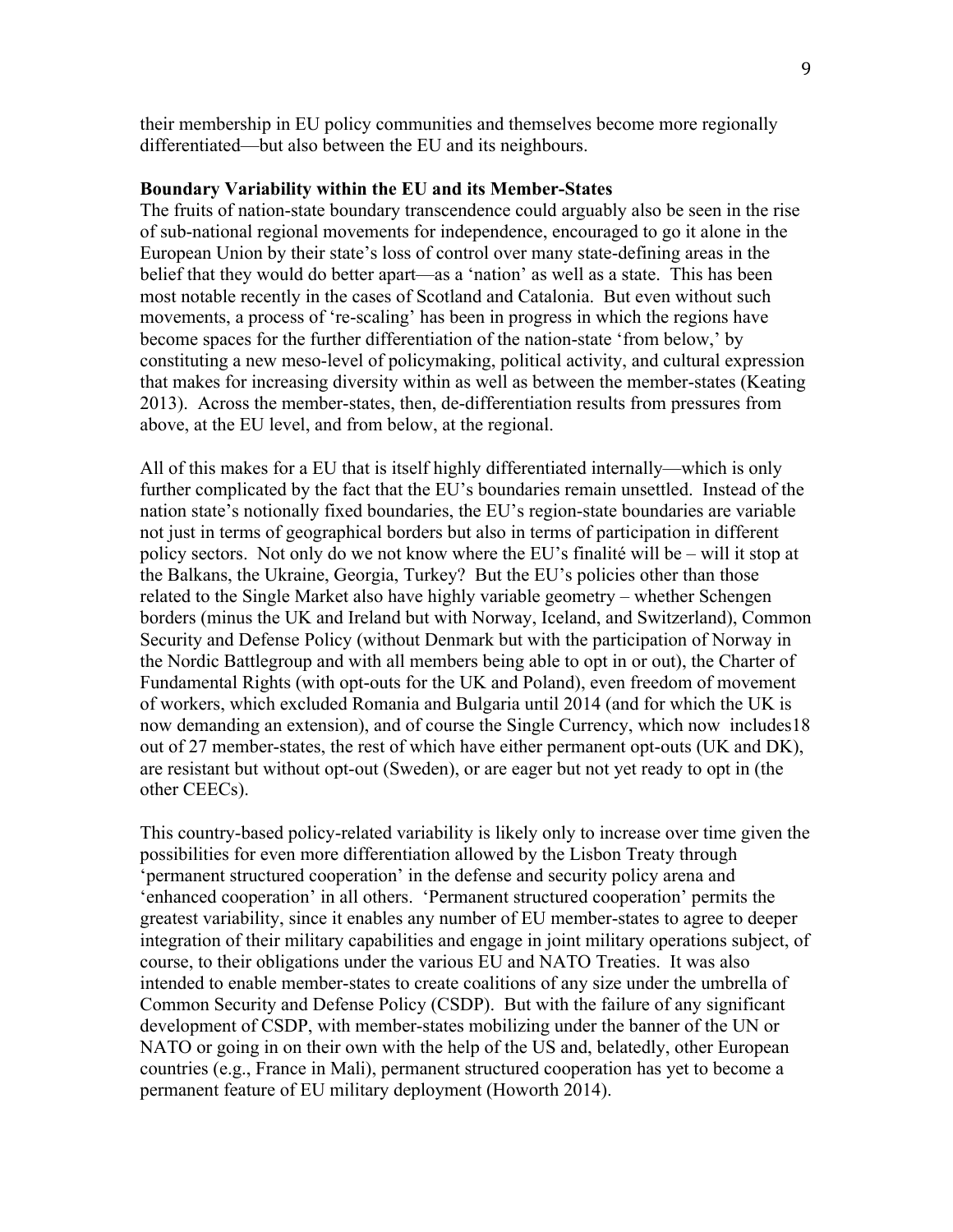their membership in EU policy communities and themselves become more regionally differentiated—but also between the EU and its neighbours.

**Boundary Variability within the EU and its Member-States**

The fruits of nation-state boundary transcendence could arguably also be seen in the rise of sub-national regional movements for independence, encouraged to go it alone in the European Union by their state's loss of control over many state-defining areas in the belief that they would do better apart—as a 'nation' as well as a state. This has been most notable recently in the cases of Scotland and Catalonia. But even without such movements, a process of 're-scaling' has been in progress in which the regions have become spaces for the further differentiation of the nation-state 'from below,' by constituting a new meso-level of policymaking, political activity, and cultural expression that makes for increasing diversity within as well as between the member-states (Keating 2013). Across the member-states, then, de-differentiation results from pressures from above, at the EU level, and from below, at the regional.

All of this makes for a EU that is itself highly differentiated internally—which is only further complicated by the fact that the EU's boundaries remain unsettled. Instead of the nation state's notionally fixed boundaries, the EU's region-state boundaries are variable not just in terms of geographical borders but also in terms of participation in different policy sectors. Not only do we not know where the EU's finalité will be – will it stop at the Balkans, the Ukraine, Georgia, Turkey? But the EU's policies other than those related to the Single Market also have highly variable geometry – whether Schengen borders (minus the UK and Ireland but with Norway, Iceland, and Switzerland), Common Security and Defense Policy (without Denmark but with the participation of Norway in the Nordic Battlegroup and with all members being able to opt in or out), the Charter of Fundamental Rights (with opt-outs for the UK and Poland), even freedom of movement of workers, which excluded Romania and Bulgaria until 2014 (and for which the UK is now demanding an extension), and of course the Single Currency, which now includes18 out of 27 member-states, the rest of which have either permanent opt-outs (UK and DK), are resistant but without opt-out (Sweden), or are eager but not yet ready to opt in (the other CEECs).

This country-based policy-related variability is likely only to increase over time given the possibilities for even more differentiation allowed by the Lisbon Treaty through 'permanent structured cooperation' in the defense and security policy arena and 'enhanced cooperation' in all others. 'Permanent structured cooperation' permits the greatest variability, since it enables any number of EU member-states to agree to deeper integration of their military capabilities and engage in joint military operations subject, of course, to their obligations under the various EU and NATO Treaties. It was also intended to enable member-states to create coalitions of any size under the umbrella of Common Security and Defense Policy (CSDP). But with the failure of any significant development of CSDP, with member-states mobilizing under the banner of the UN or NATO or going in on their own with the help of the US and, belatedly, other European countries (e.g., France in Mali), permanent structured cooperation has yet to become a permanent feature of EU military deployment (Howorth 2014).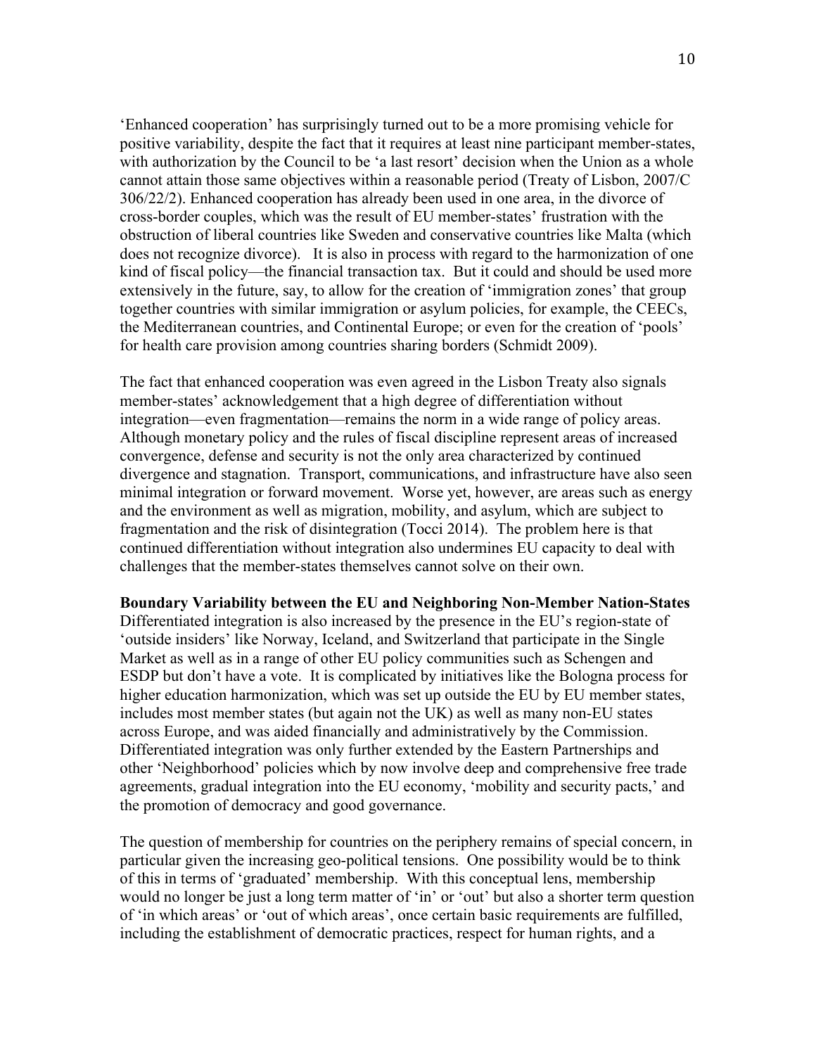'Enhanced cooperation' has surprisingly turned out to be a more promising vehicle for positive variability, despite the fact that it requires at least nine participant member-states, with authorization by the Council to be 'a last resort' decision when the Union as a whole cannot attain those same objectives within a reasonable period (Treaty of Lisbon, 2007/C 306/22/2). Enhanced cooperation has already been used in one area, in the divorce of cross-border couples, which was the result of EU member-states' frustration with the obstruction of liberal countries like Sweden and conservative countries like Malta (which does not recognize divorce). It is also in process with regard to the harmonization of one kind of fiscal policy—the financial transaction tax. But it could and should be used more extensively in the future, say, to allow for the creation of 'immigration zones' that group together countries with similar immigration or asylum policies, for example, the CEECs, the Mediterranean countries, and Continental Europe; or even for the creation of 'pools' for health care provision among countries sharing borders (Schmidt 2009).

The fact that enhanced cooperation was even agreed in the Lisbon Treaty also signals member-states' acknowledgement that a high degree of differentiation without integration—even fragmentation—remains the norm in a wide range of policy areas. Although monetary policy and the rules of fiscal discipline represent areas of increased convergence, defense and security is not the only area characterized by continued divergence and stagnation. Transport, communications, and infrastructure have also seen minimal integration or forward movement. Worse yet, however, are areas such as energy and the environment as well as migration, mobility, and asylum, which are subject to fragmentation and the risk of disintegration (Tocci 2014). The problem here is that continued differentiation without integration also undermines EU capacity to deal with challenges that the member-states themselves cannot solve on their own.

**Boundary Variability between the EU and Neighboring Non-Member Nation-States**

Differentiated integration is also increased by the presence in the EU's region-state of 'outside insiders' like Norway, Iceland, and Switzerland that participate in the Single Market as well as in a range of other EU policy communities such as Schengen and ESDP but don't have a vote. It is complicated by initiatives like the Bologna process for higher education harmonization, which was set up outside the EU by EU member states, includes most member states (but again not the UK) as well as many non-EU states across Europe, and was aided financially and administratively by the Commission. Differentiated integration was only further extended by the Eastern Partnerships and other 'Neighborhood' policies which by now involve deep and comprehensive free trade agreements, gradual integration into the EU economy, 'mobility and security pacts,' and the promotion of democracy and good governance.

The question of membership for countries on the periphery remains of special concern, in particular given the increasing geo-political tensions. One possibility would be to think of this in terms of 'graduated' membership. With this conceptual lens, membership would no longer be just a long term matter of 'in' or 'out' but also a shorter term question of 'in which areas' or 'out of which areas', once certain basic requirements are fulfilled, including the establishment of democratic practices, respect for human rights, and a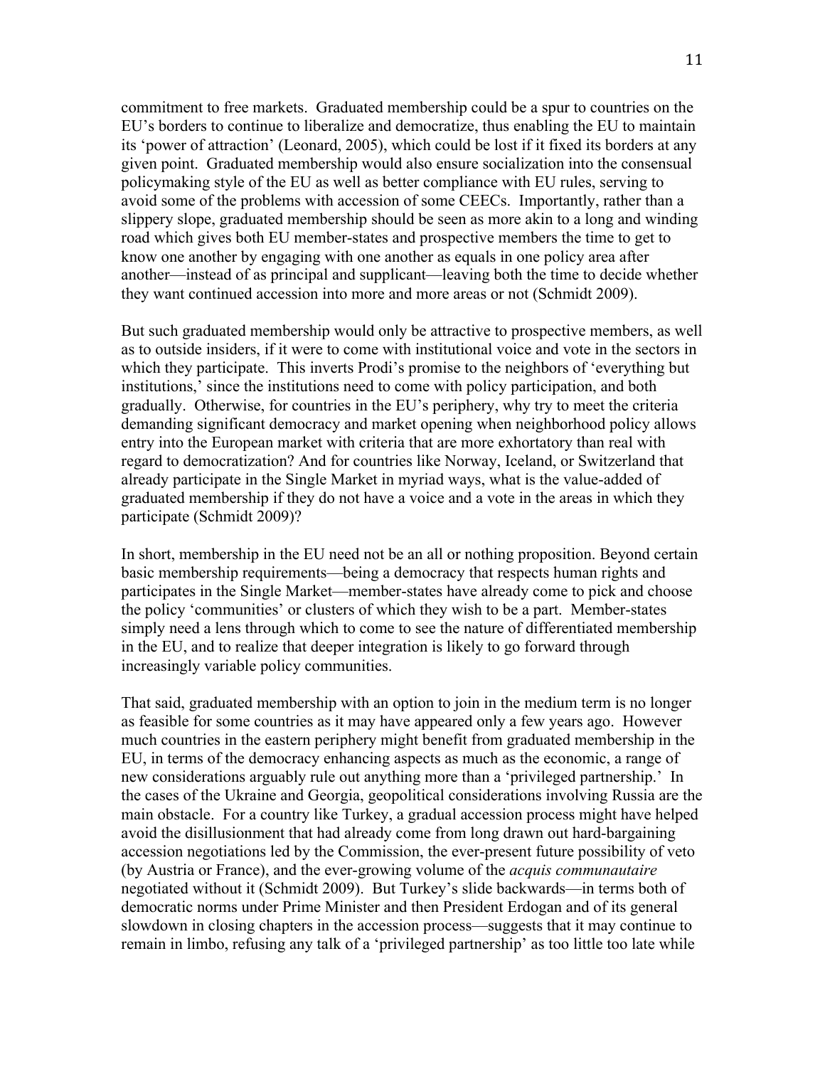commitment to free markets. Graduated membership could be a spur to countries on the EU's borders to continue to liberalize and democratize, thus enabling the EU to maintain its 'power of attraction' (Leonard, 2005), which could be lost if it fixed its borders at any given point. Graduated membership would also ensure socialization into the consensual policymaking style of the EU as well as better compliance with EU rules, serving to avoid some of the problems with accession of some CEECs. Importantly, rather than a slippery slope, graduated membership should be seen as more akin to a long and winding road which gives both EU member-states and prospective members the time to get to know one another by engaging with one another as equals in one policy area after another—instead of as principal and supplicant—leaving both the time to decide whether they want continued accession into more and more areas or not (Schmidt 2009).

But such graduated membership would only be attractive to prospective members, as well as to outside insiders, if it were to come with institutional voice and vote in the sectors in which they participate. This inverts Prodi's promise to the neighbors of 'everything but institutions,' since the institutions need to come with policy participation, and both gradually. Otherwise, for countries in the EU's periphery, why try to meet the criteria demanding significant democracy and market opening when neighborhood policy allows entry into the European market with criteria that are more exhortatory than real with regard to democratization? And for countries like Norway, Iceland, or Switzerland that already participate in the Single Market in myriad ways, what is the value-added of graduated membership if they do not have a voice and a vote in the areas in which they participate (Schmidt 2009)?

In short, membership in the EU need not be an all or nothing proposition. Beyond certain basic membership requirements—being a democracy that respects human rights and participates in the Single Market—member-states have already come to pick and choose the policy 'communities' or clusters of which they wish to be a part. Member-states simply need a lens through which to come to see the nature of differentiated membership in the EU, and to realize that deeper integration is likely to go forward through increasingly variable policy communities.

That said, graduated membership with an option to join in the medium term is no longer as feasible for some countries as it may have appeared only a few years ago. However much countries in the eastern periphery might benefit from graduated membership in the EU, in terms of the democracy enhancing aspects as much as the economic, a range of new considerations arguably rule out anything more than a 'privileged partnership.' In the cases of the Ukraine and Georgia, geopolitical considerations involving Russia are the main obstacle. For a country like Turkey, a gradual accession process might have helped avoid the disillusionment that had already come from long drawn out hard-bargaining accession negotiations led by the Commission, the ever-present future possibility of veto (by Austria or France), and the ever-growing volume of the *acquis communautaire* negotiated without it (Schmidt 2009). But Turkey's slide backwards—in terms both of democratic norms under Prime Minister and then President Erdogan and of its general slowdown in closing chapters in the accession process—suggests that it may continue to remain in limbo, refusing any talk of a 'privileged partnership' as too little too late while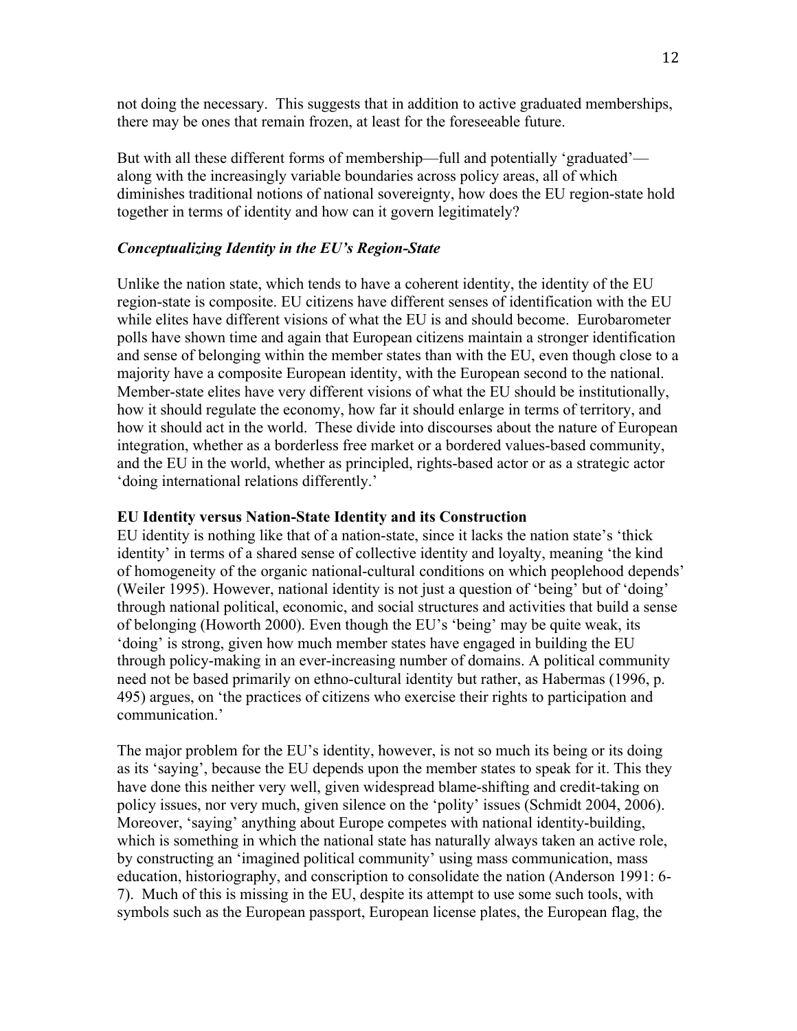not doing the necessary. This suggests that in addition to active graduated memberships, there may be ones that remain frozen, at least for the foreseeable future.

But with all these different forms of membership—full and potentially 'graduated'—along with the increasingly variable boundaries across policy areas, all of which diminishes traditional notions of national sovereignty, how does the EU region-state hold together in terms of identity and how can it govern legitimately?

### *Conceptualizing Identity in the EU's Region-State*

Unlike the nation state, which tends to have a coherent identity, the identity of the EU region-state is composite. EU citizens have different senses of identification with the EU while elites have different visions of what the EU is and should become. Eurobarometer polls have shown time and again that European citizens maintain a stronger identification and sense of belonging within the member states than with the EU, even though close to a majority have a composite European identity, with the European second to the national. Member-state elites have very different visions of what the EU should be institutionally, how it should regulate the economy, how far it should enlarge in terms of territory, and how it should act in the world. These divide into discourses about the nature of European integration, whether as a borderless free market or a bordered values-based community, and the EU in the world, whether as principled, rights-based actor or as a strategic actor 'doing international relations differently.'

#### **EU Identity versus Nation-State Identity and its Construction**

EU identity is nothing like that of a nation-state, since it lacks the nation state's 'thick identity' in terms of a shared sense of collective identity and loyalty, meaning 'the kind of homogeneity of the organic national-cultural conditions on which peoplehood depends' (Weiler 1995). However, national identity is not just a question of 'being' but of 'doing' through national political, economic, and social structures and activities that build a sense of belonging (Howorth 2000). Even though the EU's 'being' may be quite weak, its 'doing' is strong, given how much member states have engaged in building the EU through policy-making in an ever-increasing number of domains. A political community need not be based primarily on ethno-cultural identity but rather, as Habermas (1996, p. 495) argues, on 'the practices of citizens who exercise their rights to participation and communication.'

The major problem for the EU's identity, however, is not so much its being or its doing as its 'saying', because the EU depends upon the member states to speak for it. This they have done this neither very well, given widespread blame-shifting and credit-taking on policy issues, nor very much, given silence on the 'polity' issues (Schmidt 2004, 2006). Moreover, 'saying' anything about Europe competes with national identity-building, which is something in which the national state has naturally always taken an active role, by constructing an 'imagined political community' using mass communication, mass education, historiography, and conscription to consolidate the nation (Anderson 1991: 6-7). Much of this is missing in the EU, despite its attempt to use some such tools, with symbols such as the European passport, European license plates, the European flag, the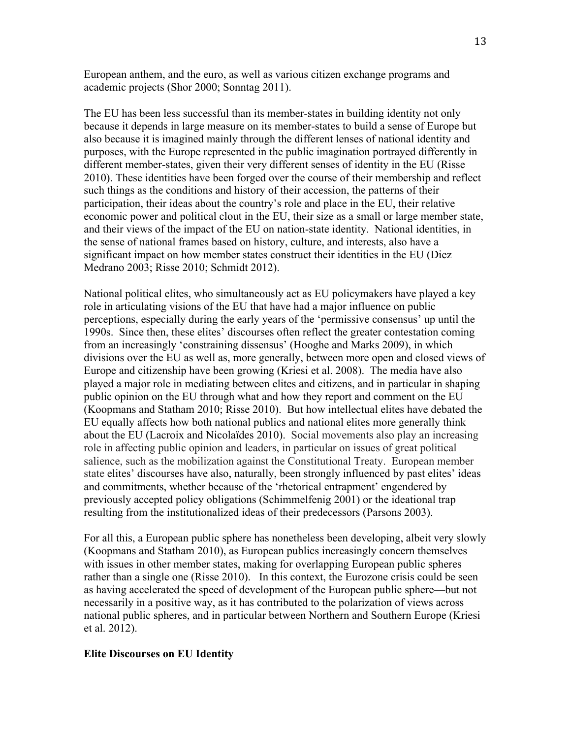European anthem, and the euro, as well as various citizen exchange programs and academic projects (Shor 2000; Sonntag 2011).

The EU has been less successful than its member-states in building identity not only because it depends in large measure on its member-states to build a sense of Europe but also because it is imagined mainly through the different lenses of national identity and purposes, with the Europe represented in the public imagination portrayed differently in different member-states, given their very different senses of identity in the EU (Risse 2010). These identities have been forged over the course of their membership and reflect such things as the conditions and history of their accession, the patterns of their participation, their ideas about the country's role and place in the EU, their relative economic power and political clout in the EU, their size as a small or large member state, and their views of the impact of the EU on nation-state identity. National identities, in the sense of national frames based on history, culture, and interests, also have a significant impact on how member states construct their identities in the EU (Diez Medrano 2003; Risse 2010; Schmidt 2012).

National political elites, who simultaneously act as EU policymakers have played a key role in articulating visions of the EU that have had a major influence on public perceptions, especially during the early years of the 'permissive consensus' up until the 1990s. Since then, these elites' discourses often reflect the greater contestation coming from an increasingly 'constraining dissensus' (Hooghe and Marks 2009), in which divisions over the EU as well as, more generally, between more open and closed views of Europe and citizenship have been growing (Kriesi et al. 2008). The media have also played a major role in mediating between elites and citizens, and in particular in shaping public opinion on the EU through what and how they report and comment on the EU (Koopmans and Statham 2010; Risse 2010). But how intellectual elites have debated the EU equally affects how both national publics and national elites more generally think about the EU (Lacroix and Nicolaïdes 2010). Social movements also play an increasing role in affecting public opinion and leaders, in particular on issues of great political salience, such as the mobilization against the Constitutional Treaty. European member state elites' discourses have also, naturally, been strongly influenced by past elites' ideas and commitments, whether because of the 'rhetorical entrapment' engendered by previously accepted policy obligations (Schimmelfenig 2001) or the ideational trap resulting from the institutionalized ideas of their predecessors (Parsons 2003).

For all this, a European public sphere has nonetheless been developing, albeit very slowly (Koopmans and Statham 2010), as European publics increasingly concern themselves with issues in other member states, making for overlapping European public spheres rather than a single one (Risse 2010). In this context, the Eurozone crisis could be seen as having accelerated the speed of development of the European public sphere—but not necessarily in a positive way, as it has contributed to the polarization of views across national public spheres, and in particular between Northern and Southern Europe (Kriesi et al. 2012).

**Elite Discourses on EU Identity**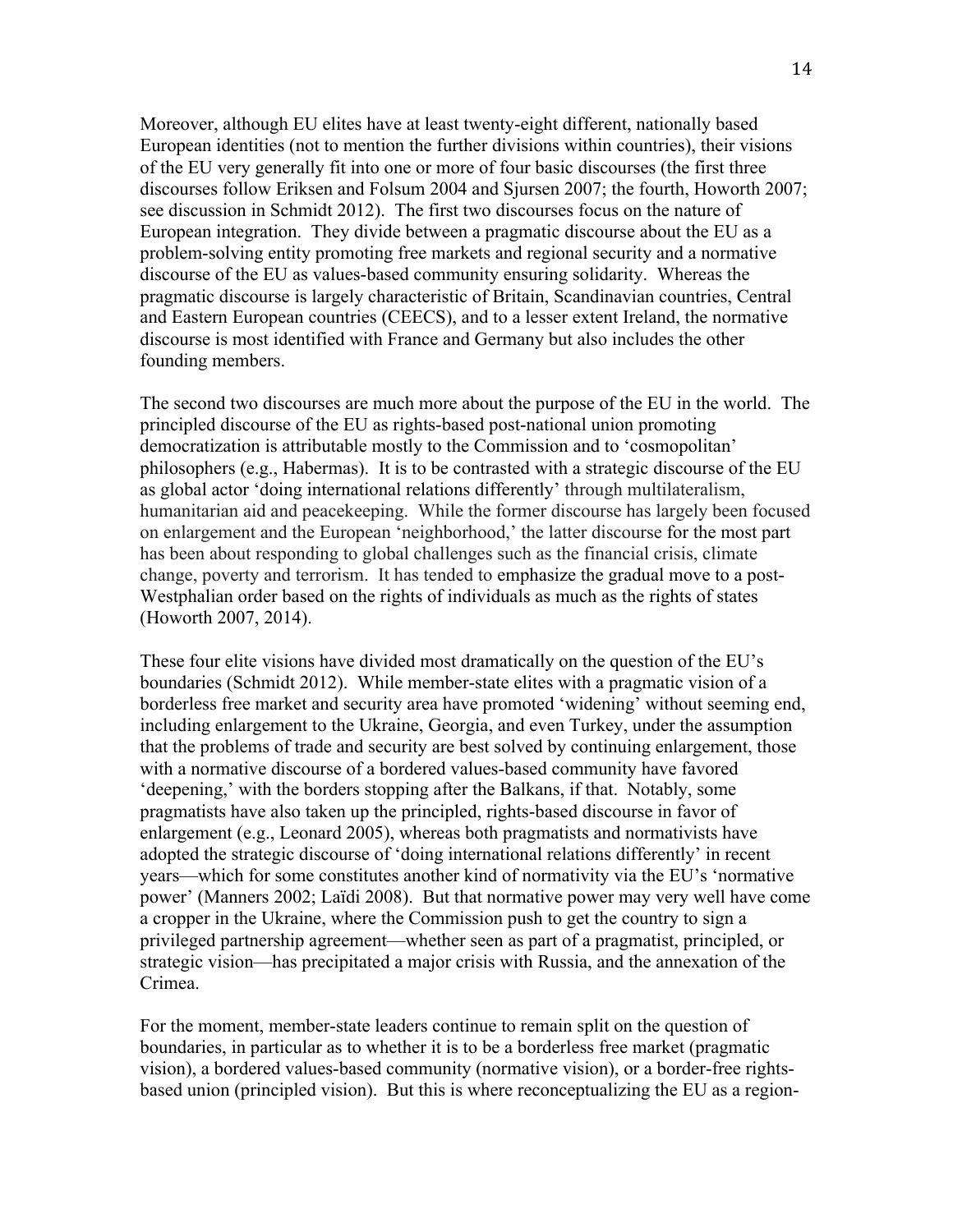Moreover, although EU elites have at least twenty-eight different, nationally based European identities (not to mention the further divisions within countries), their visions of the EU very generally fit into one or more of four basic discourses (the first three discourses follow Eriksen and Folsum 2004 and Sjursen 2007; the fourth, Howorth 2007; see discussion in Schmidt 2012). The first two discourses focus on the nature of European integration. They divide between a pragmatic discourse about the EU as a problem-solving entity promoting free markets and regional security and a normative discourse of the EU as values-based community ensuring solidarity. Whereas the pragmatic discourse is largely characteristic of Britain, Scandinavian countries, Central and Eastern European countries (CEECS), and to a lesser extent Ireland, the normative discourse is most identified with France and Germany but also includes the other founding members.

The second two discourses are much more about the purpose of the EU in the world. The principled discourse of the EU as rights-based post-national union promoting democratization is attributable mostly to the Commission and to 'cosmopolitan' philosophers (e.g., Habermas). It is to be contrasted with a strategic discourse of the EU as global actor 'doing international relations differently' through multilateralism, humanitarian aid and peacekeeping. While the former discourse has largely been focused on enlargement and the European 'neighborhood,' the latter discourse for the most part has been about responding to global challenges such as the financial crisis, climate change, poverty and terrorism. It has tended to emphasize the gradual move to a post-Westphalian order based on the rights of individuals as much as the rights of states (Howorth 2007, 2014).

These four elite visions have divided most dramatically on the question of the EU's boundaries (Schmidt 2012). While member-state elites with a pragmatic vision of a borderless free market and security area have promoted 'widening' without seeming end, including enlargement to the Ukraine, Georgia, and even Turkey, under the assumption that the problems of trade and security are best solved by continuing enlargement, those with a normative discourse of a bordered values-based community have favored 'deepening,' with the borders stopping after the Balkans, if that. Notably, some pragmatists have also taken up the principled, rights-based discourse in favor of enlargement (e.g., Leonard 2005), whereas both pragmatists and normativists have adopted the strategic discourse of 'doing international relations differently' in recent years—which for some constitutes another kind of normativity via the EU's 'normative power' (Manners 2002; Laïdi 2008). But that normative power may very well have come a cropper in the Ukraine, where the Commission push to get the country to sign a privileged partnership agreement—whether seen as part of a pragmatist, principled, or strategic vision—has precipitated a major crisis with Russia, and the annexation of the Crimea.

For the moment, member-state leaders continue to remain split on the question of boundaries, in particular as to whether it is to be a borderless free market (pragmatic vision), a bordered values-based community (normative vision), or a border-free rights-based union (principled vision). But this is where reconceptualizing the EU as a region-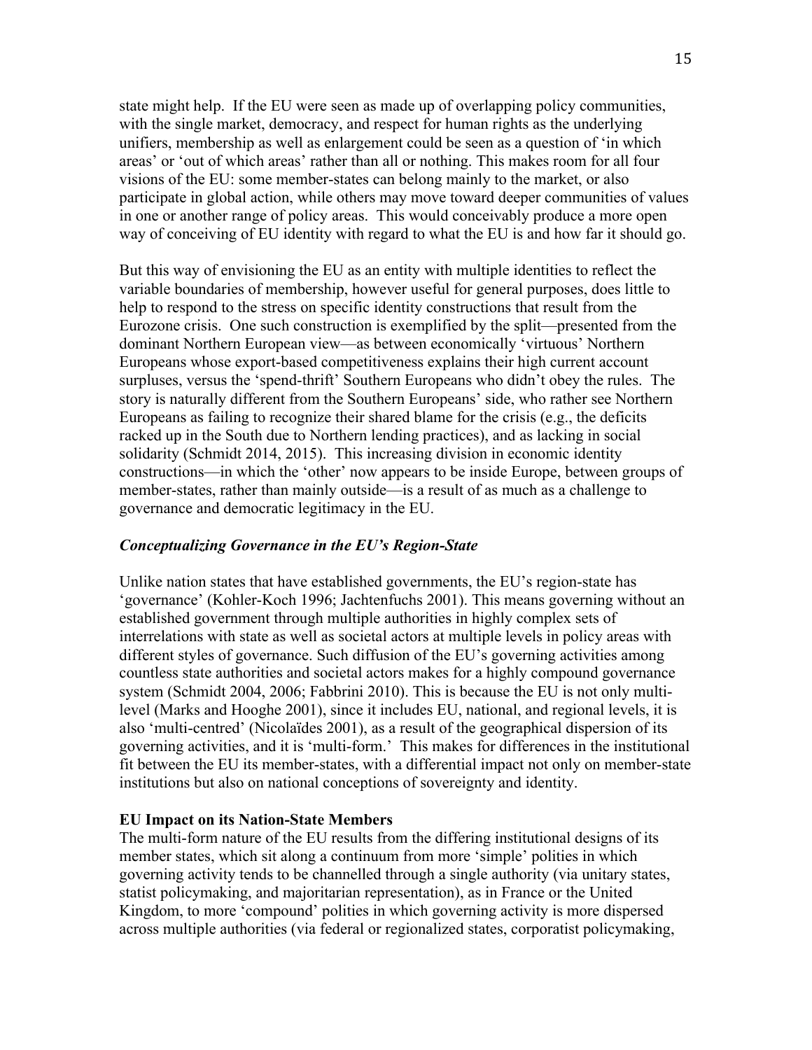state might help. If the EU were seen as made up of overlapping policy communities, with the single market, democracy, and respect for human rights as the underlying unifiers, membership as well as enlargement could be seen as a question of 'in which areas' or 'out of which areas' rather than all or nothing. This makes room for all four visions of the EU: some member-states can belong mainly to the market, or also participate in global action, while others may move toward deeper communities of values in one or another range of policy areas. This would conceivably produce a more open way of conceiving of EU identity with regard to what the EU is and how far it should go.

But this way of envisioning the EU as an entity with multiple identities to reflect the variable boundaries of membership, however useful for general purposes, does little to help to respond to the stress on specific identity constructions that result from the Eurozone crisis. One such construction is exemplified by the split—presented from the dominant Northern European view—as between economically 'virtuous' Northern Europeans whose export-based competitiveness explains their high current account surpluses, versus the 'spend-thrift' Southern Europeans who didn't obey the rules. The story is naturally different from the Southern Europeans' side, who rather see Northern Europeans as failing to recognize their shared blame for the crisis (e.g., the deficits racked up in the South due to Northern lending practices), and as lacking in social solidarity (Schmidt 2014, 2015). This increasing division in economic identity constructions—in which the 'other' now appears to be inside Europe, between groups of member-states, rather than mainly outside—is a result of as much as a challenge to governance and democratic legitimacy in the EU.

### *Conceptualizing Governance in the EU's Region-State*

Unlike nation states that have established governments, the EU's region-state has 'governance' (Kohler-Koch 1996; Jachtenfuchs 2001). This means governing without an established government through multiple authorities in highly complex sets of interrelations with state as well as societal actors at multiple levels in policy areas with different styles of governance. Such diffusion of the EU's governing activities among countless state authorities and societal actors makes for a highly compound governance system (Schmidt 2004, 2006; Fabbrini 2010). This is because the EU is not only multi-level (Marks and Hooghe 2001), since it includes EU, national, and regional levels, it is also 'multi-centred' (Nicolaïdes 2001), as a result of the geographical dispersion of its governing activities, and it is 'multi-form.' This makes for differences in the institutional fit between the EU its member-states, with a differential impact not only on member-state institutions but also on national conceptions of sovereignty and identity.

### **EU Impact on its Nation-State Members**

The multi-form nature of the EU results from the differing institutional designs of its member states, which sit along a continuum from more 'simple' polities in which governing activity tends to be channelled through a single authority (via unitary states, statist policymaking, and majoritarian representation), as in France or the United Kingdom, to more 'compound' polities in which governing activity is more dispersed across multiple authorities (via federal or regionalized states, corporatist policymaking,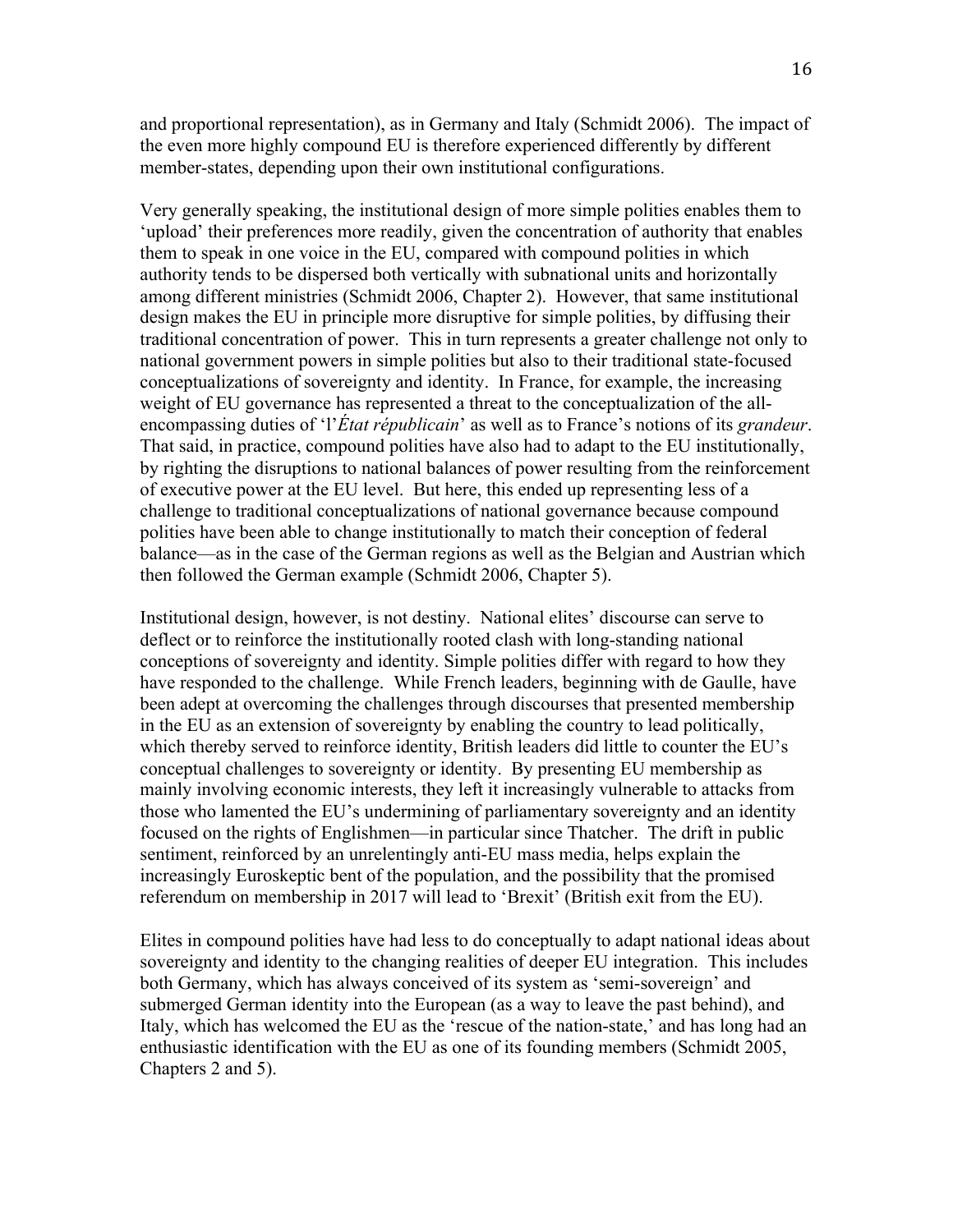and proportional representation), as in Germany and Italy (Schmidt 2006). The impact of the even more highly compound EU is therefore experienced differently by different member-states, depending upon their own institutional configurations.

Very generally speaking, the institutional design of more simple polities enables them to 'upload' their preferences more readily, given the concentration of authority that enables them to speak in one voice in the EU, compared with compound polities in which authority tends to be dispersed both vertically with subnational units and horizontally among different ministries (Schmidt 2006, Chapter 2). However, that same institutional design makes the EU in principle more disruptive for simple polities, by diffusing their traditional concentration of power. This in turn represents a greater challenge not only to national government powers in simple polities but also to their traditional state-focused conceptualizations of sovereignty and identity. In France, for example, the increasing weight of EU governance has represented a threat to the conceptualization of the all-encompassing duties of 'l'*État républicain*' as well as to France's notions of its *grandeur*. That said, in practice, compound polities have also had to adapt to the EU institutionally, by righting the disruptions to national balances of power resulting from the reinforcement of executive power at the EU level. But here, this ended up representing less of a challenge to traditional conceptualizations of national governance because compound polities have been able to change institutionally to match their conception of federal balance—as in the case of the German regions as well as the Belgian and Austrian which then followed the German example (Schmidt 2006, Chapter 5).

Institutional design, however, is not destiny. National elites' discourse can serve to deflect or to reinforce the institutionally rooted clash with long-standing national conceptions of sovereignty and identity. Simple polities differ with regard to how they have responded to the challenge. While French leaders, beginning with de Gaulle, have been adept at overcoming the challenges through discourses that presented membership in the EU as an extension of sovereignty by enabling the country to lead politically, which thereby served to reinforce identity, British leaders did little to counter the EU's conceptual challenges to sovereignty or identity. By presenting EU membership as mainly involving economic interests, they left it increasingly vulnerable to attacks from those who lamented the EU's undermining of parliamentary sovereignty and an identity focused on the rights of Englishmen—in particular since Thatcher. The drift in public sentiment, reinforced by an unrelentingly anti-EU mass media, helps explain the increasingly Euroskeptic bent of the population, and the possibility that the promised referendum on membership in 2017 will lead to 'Brexit' (British exit from the EU).

Elites in compound polities have had less to do conceptually to adapt national ideas about sovereignty and identity to the changing realities of deeper EU integration. This includes both Germany, which has always conceived of its system as 'semi-sovereign' and submerged German identity into the European (as a way to leave the past behind), and Italy, which has welcomed the EU as the 'rescue of the nation-state,' and has long had an enthusiastic identification with the EU as one of its founding members (Schmidt 2005, Chapters 2 and 5).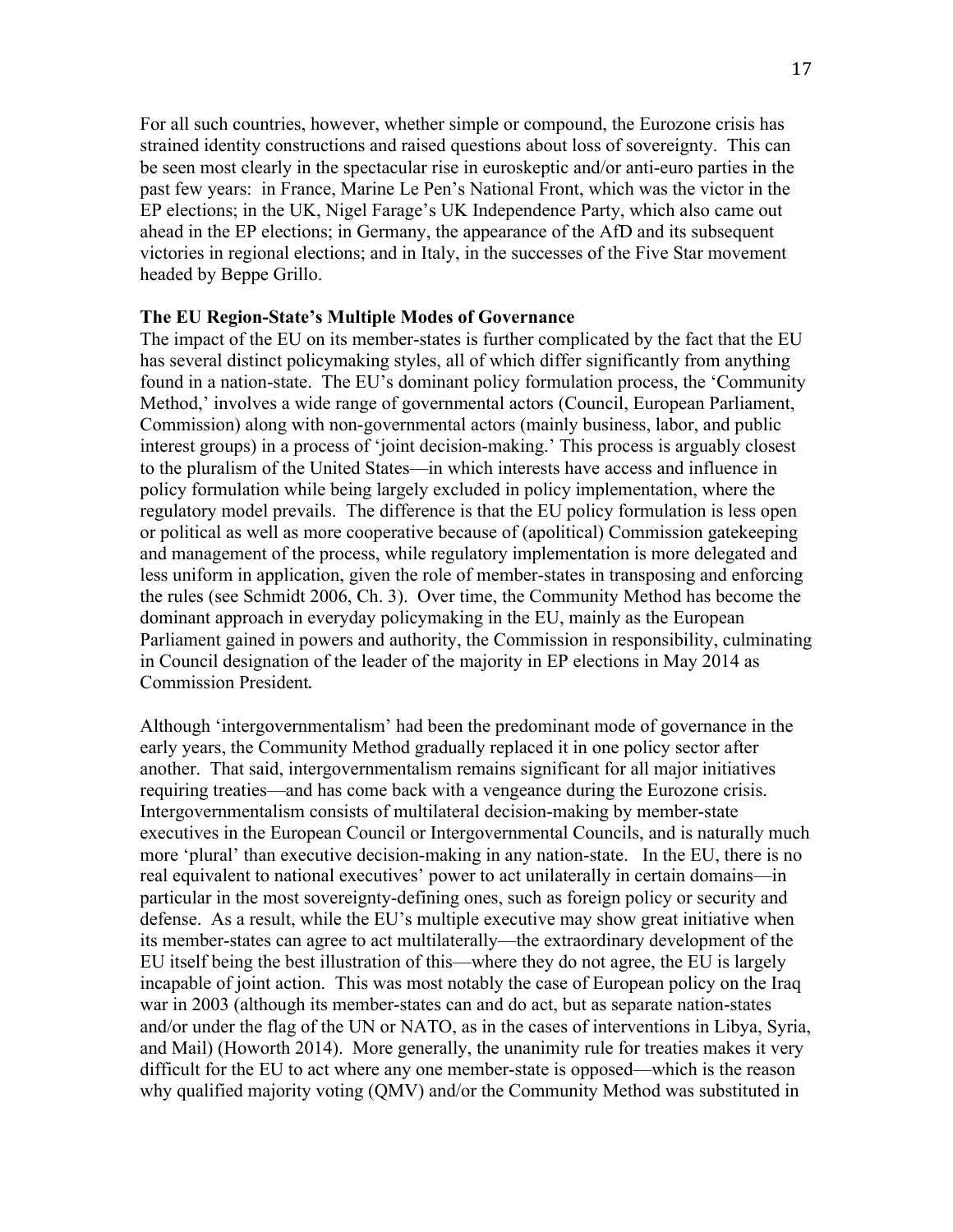For all such countries, however, whether simple or compound, the Eurozone crisis has strained identity constructions and raised questions about loss of sovereignty. This can be seen most clearly in the spectacular rise in euroskeptic and/or anti-euro parties in the past few years: in France, Marine Le Pen's National Front, which was the victor in the EP elections; in the UK, Nigel Farage's UK Independence Party, which also came out ahead in the EP elections; in Germany, the appearance of the AfD and its subsequent victories in regional elections; and in Italy, in the successes of the Five Star movement headed by Beppe Grillo.

**The EU Region-State's Multiple Modes of Governance**

The impact of the EU on its member-states is further complicated by the fact that the EU has several distinct policymaking styles, all of which differ significantly from anything found in a nation-state. The EU's dominant policy formulation process, the 'Community Method,' involves a wide range of governmental actors (Council, European Parliament, Commission) along with non-governmental actors (mainly business, labor, and public interest groups) in a process of 'joint decision-making.' This process is arguably closest to the pluralism of the United States—in which interests have access and influence in policy formulation while being largely excluded in policy implementation, where the regulatory model prevails. The difference is that the EU policy formulation is less open or political as well as more cooperative because of (apolitical) Commission gatekeeping and management of the process, while regulatory implementation is more delegated and less uniform in application, given the role of member-states in transposing and enforcing the rules (see Schmidt 2006, Ch. 3). Over time, the Community Method has become the dominant approach in everyday policymaking in the EU, mainly as the European Parliament gained in powers and authority, the Commission in responsibility, culminating in Council designation of the leader of the majority in EP elections in May 2014 as Commission President*.*

Although 'intergovernmentalism' had been the predominant mode of governance in the early years, the Community Method gradually replaced it in one policy sector after another. That said, intergovernmentalism remains significant for all major initiatives requiring treaties—and has come back with a vengeance during the Eurozone crisis. Intergovernmentalism consists of multilateral decision-making by member-state executives in the European Council or Intergovernmental Councils, and is naturally much more 'plural' than executive decision-making in any nation-state. In the EU, there is no real equivalent to national executives' power to act unilaterally in certain domains—in particular in the most sovereignty-defining ones, such as foreign policy or security and defense. As a result, while the EU's multiple executive may show great initiative when its member-states can agree to act multilaterally—the extraordinary development of the EU itself being the best illustration of this—where they do not agree, the EU is largely incapable of joint action. This was most notably the case of European policy on the Iraq war in 2003 (although its member-states can and do act, but as separate nation-states and/or under the flag of the UN or NATO, as in the cases of interventions in Libya, Syria, and Mail) (Howorth 2014). More generally, the unanimity rule for treaties makes it very difficult for the EU to act where any one member-state is opposed—which is the reason why qualified majority voting (QMV) and/or the Community Method was substituted in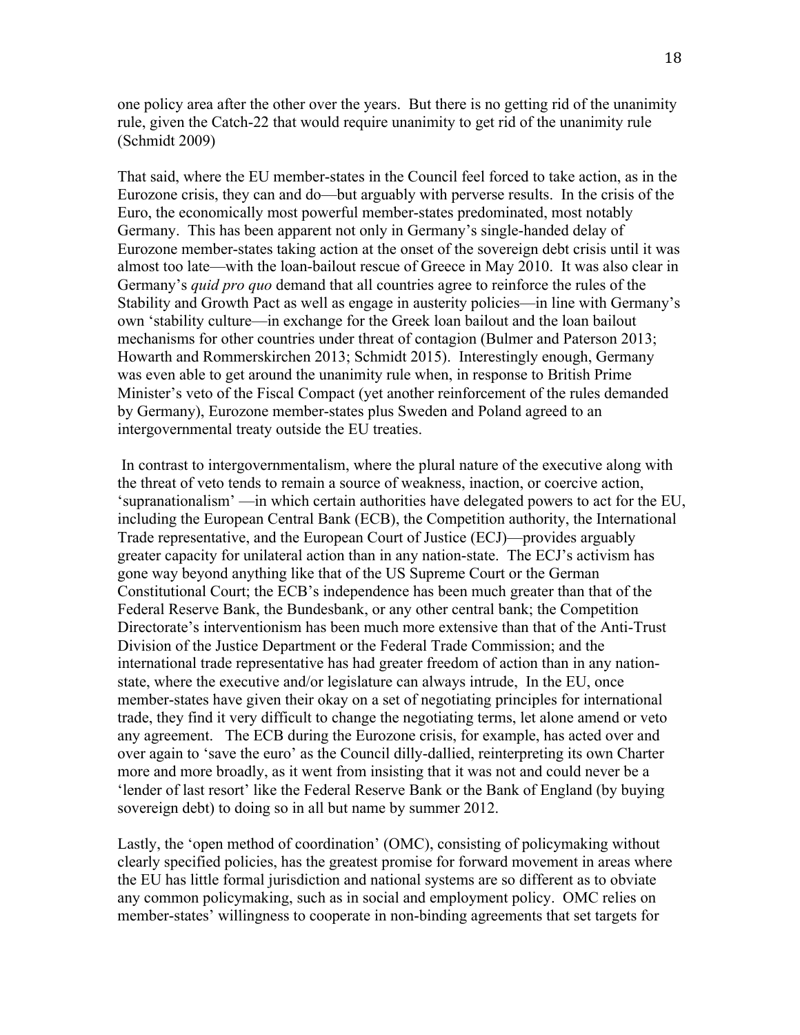one policy area after the other over the years. But there is no getting rid of the unanimity rule, given the Catch-22 that would require unanimity to get rid of the unanimity rule (Schmidt 2009)

That said, where the EU member-states in the Council feel forced to take action, as in the Eurozone crisis, they can and do—but arguably with perverse results. In the crisis of the Euro, the economically most powerful member-states predominated, most notably Germany. This has been apparent not only in Germany's single-handed delay of Eurozone member-states taking action at the onset of the sovereign debt crisis until it was almost too late—with the loan-bailout rescue of Greece in May 2010. It was also clear in Germany's *quid pro quo* demand that all countries agree to reinforce the rules of the Stability and Growth Pact as well as engage in austerity policies—in line with Germany's own 'stability culture—in exchange for the Greek loan bailout and the loan bailout mechanisms for other countries under threat of contagion (Bulmer and Paterson 2013; Howarth and Rommerskirchen 2013; Schmidt 2015). Interestingly enough, Germany was even able to get around the unanimity rule when, in response to British Prime Minister's veto of the Fiscal Compact (yet another reinforcement of the rules demanded by Germany), Eurozone member-states plus Sweden and Poland agreed to an intergovernmental treaty outside the EU treaties.

In contrast to intergovernmentalism, where the plural nature of the executive along with the threat of veto tends to remain a source of weakness, inaction, or coercive action, 'supranationalism' —in which certain authorities have delegated powers to act for the EU, including the European Central Bank (ECB), the Competition authority, the International Trade representative, and the European Court of Justice (ECJ)—provides arguably greater capacity for unilateral action than in any nation-state. The ECJ's activism has gone way beyond anything like that of the US Supreme Court or the German Constitutional Court; the ECB's independence has been much greater than that of the Federal Reserve Bank, the Bundesbank, or any other central bank; the Competition Directorate's interventionism has been much more extensive than that of the Anti-Trust Division of the Justice Department or the Federal Trade Commission; and the international trade representative has had greater freedom of action than in any nation-state, where the executive and/or legislature can always intrude, In the EU, once member-states have given their okay on a set of negotiating principles for international trade, they find it very difficult to change the negotiating terms, let alone amend or veto any agreement. The ECB during the Eurozone crisis, for example, has acted over and over again to 'save the euro' as the Council dilly-dallied, reinterpreting its own Charter more and more broadly, as it went from insisting that it was not and could never be a 'lender of last resort' like the Federal Reserve Bank or the Bank of England (by buying sovereign debt) to doing so in all but name by summer 2012.

Lastly, the 'open method of coordination' (OMC), consisting of policymaking without clearly specified policies, has the greatest promise for forward movement in areas where the EU has little formal jurisdiction and national systems are so different as to obviate any common policymaking, such as in social and employment policy. OMC relies on member-states' willingness to cooperate in non-binding agreements that set targets for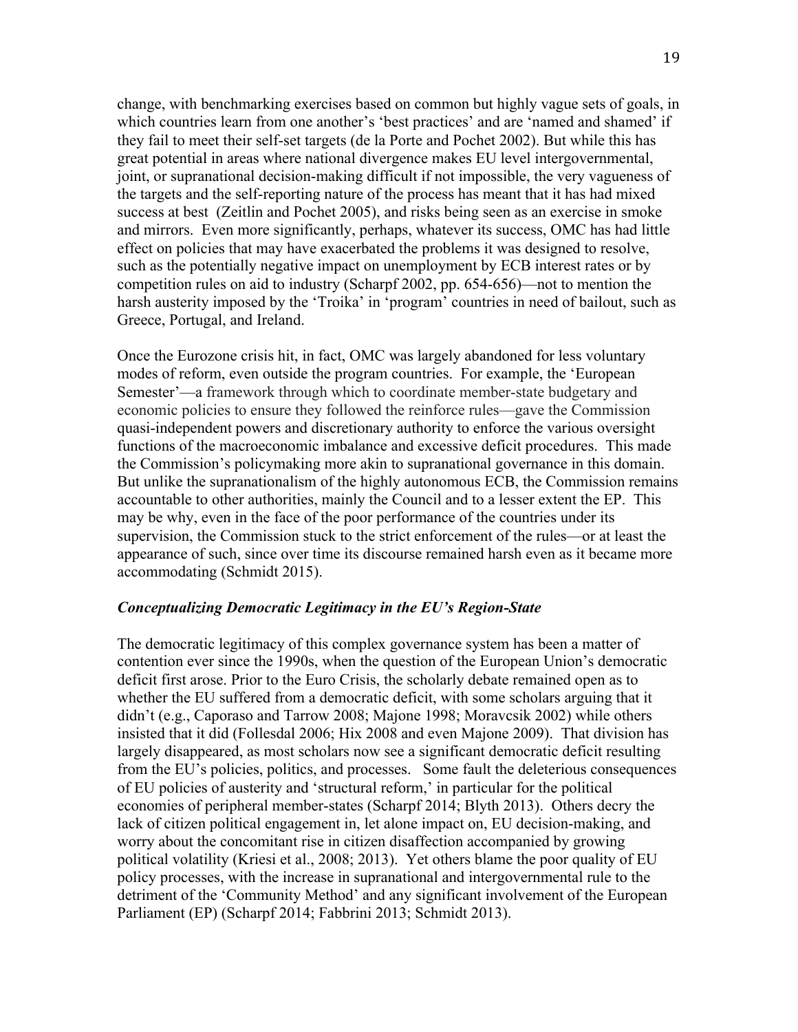change, with benchmarking exercises based on common but highly vague sets of goals, in which countries learn from one another's 'best practices' and are 'named and shamed' if they fail to meet their self-set targets (de la Porte and Pochet 2002). But while this has great potential in areas where national divergence makes EU level intergovernmental, joint, or supranational decision-making difficult if not impossible, the very vagueness of the targets and the self-reporting nature of the process has meant that it has had mixed success at best (Zeitlin and Pochet 2005), and risks being seen as an exercise in smoke and mirrors. Even more significantly, perhaps, whatever its success, OMC has had little effect on policies that may have exacerbated the problems it was designed to resolve, such as the potentially negative impact on unemployment by ECB interest rates or by competition rules on aid to industry (Scharpf 2002, pp. 654-656)—not to mention the harsh austerity imposed by the 'Troika' in 'program' countries in need of bailout, such as Greece, Portugal, and Ireland.

Once the Eurozone crisis hit, in fact, OMC was largely abandoned for less voluntary modes of reform, even outside the program countries. For example, the 'European Semester'—a framework through which to coordinate member-state budgetary and economic policies to ensure they followed the reinforce rules—gave the Commission quasi-independent powers and discretionary authority to enforce the various oversight functions of the macroeconomic imbalance and excessive deficit procedures. This made the Commission's policymaking more akin to supranational governance in this domain. But unlike the supranationalism of the highly autonomous ECB, the Commission remains accountable to other authorities, mainly the Council and to a lesser extent the EP. This may be why, even in the face of the poor performance of the countries under its supervision, the Commission stuck to the strict enforcement of the rules—or at least the appearance of such, since over time its discourse remained harsh even as it became more accommodating (Schmidt 2015).

### *Conceptualizing Democratic Legitimacy in the EU's Region-State*

The democratic legitimacy of this complex governance system has been a matter of contention ever since the 1990s, when the question of the European Union's democratic deficit first arose. Prior to the Euro Crisis, the scholarly debate remained open as to whether the EU suffered from a democratic deficit, with some scholars arguing that it didn't (e.g., Caporaso and Tarrow 2008; Majone 1998; Moravcsik 2002) while others insisted that it did (Follesdal 2006; Hix 2008 and even Majone 2009). That division has largely disappeared, as most scholars now see a significant democratic deficit resulting from the EU's policies, politics, and processes. Some fault the deleterious consequences of EU policies of austerity and 'structural reform,' in particular for the political economies of peripheral member-states (Scharpf 2014; Blyth 2013). Others decry the lack of citizen political engagement in, let alone impact on, EU decision-making, and worry about the concomitant rise in citizen disaffection accompanied by growing political volatility (Kriesi et al., 2008; 2013). Yet others blame the poor quality of EU policy processes, with the increase in supranational and intergovernmental rule to the detriment of the 'Community Method' and any significant involvement of the European Parliament (EP) (Scharpf 2014; Fabbrini 2013; Schmidt 2013).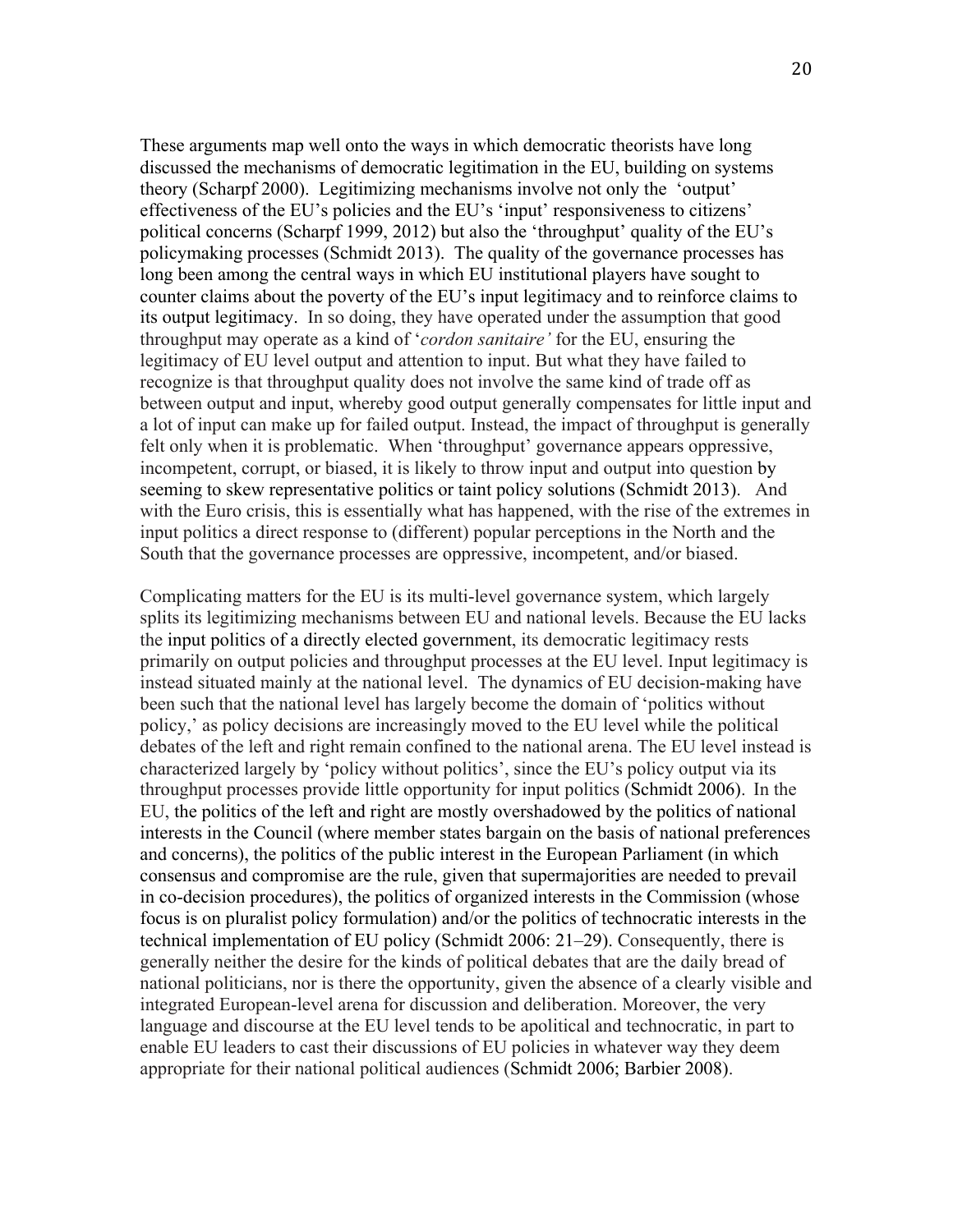These arguments map well onto the ways in which democratic theorists have long discussed the mechanisms of democratic legitimation in the EU, building on systems theory (Scharpf 2000). Legitimizing mechanisms involve not only the 'output' effectiveness of the EU's policies and the EU's 'input' responsiveness to citizens' political concerns (Scharpf 1999, 2012) but also the 'throughput' quality of the EU's policymaking processes (Schmidt 2013). The quality of the governance processes has long been among the central ways in which EU institutional players have sought to counter claims about the poverty of the EU's input legitimacy and to reinforce claims to its output legitimacy. In so doing, they have operated under the assumption that good throughput may operate as a kind of '*cordon sanitaire'* for the EU, ensuring the legitimacy of EU level output and attention to input. But what they have failed to recognize is that throughput quality does not involve the same kind of trade off as between output and input, whereby good output generally compensates for little input and a lot of input can make up for failed output. Instead, the impact of throughput is generally felt only when it is problematic. When 'throughput' governance appears oppressive, incompetent, corrupt, or biased, it is likely to throw input and output into question by seeming to skew representative politics or taint policy solutions (Schmidt 2013). And with the Euro crisis, this is essentially what has happened, with the rise of the extremes in input politics a direct response to (different) popular perceptions in the North and the South that the governance processes are oppressive, incompetent, and/or biased.

Complicating matters for the EU is its multi-level governance system, which largely splits its legitimizing mechanisms between EU and national levels. Because the EU lacks the input politics of a directly elected government, its democratic legitimacy rests primarily on output policies and throughput processes at the EU level. Input legitimacy is instead situated mainly at the national level. The dynamics of EU decision-making have been such that the national level has largely become the domain of 'politics without policy,' as policy decisions are increasingly moved to the EU level while the political debates of the left and right remain confined to the national arena. The EU level instead is characterized largely by 'policy without politics', since the EU's policy output via its throughput processes provide little opportunity for input politics (Schmidt 2006). In the EU, the politics of the left and right are mostly overshadowed by the politics of national interests in the Council (where member states bargain on the basis of national preferences and concerns), the politics of the public interest in the European Parliament (in which consensus and compromise are the rule, given that supermajorities are needed to prevail in co-decision procedures), the politics of organized interests in the Commission (whose focus is on pluralist policy formulation) and/or the politics of technocratic interests in the technical implementation of EU policy (Schmidt 2006: 21–29). Consequently, there is generally neither the desire for the kinds of political debates that are the daily bread of national politicians, nor is there the opportunity, given the absence of a clearly visible and integrated European-level arena for discussion and deliberation. Moreover, the very language and discourse at the EU level tends to be apolitical and technocratic, in part to enable EU leaders to cast their discussions of EU policies in whatever way they deem appropriate for their national political audiences (Schmidt 2006; Barbier 2008).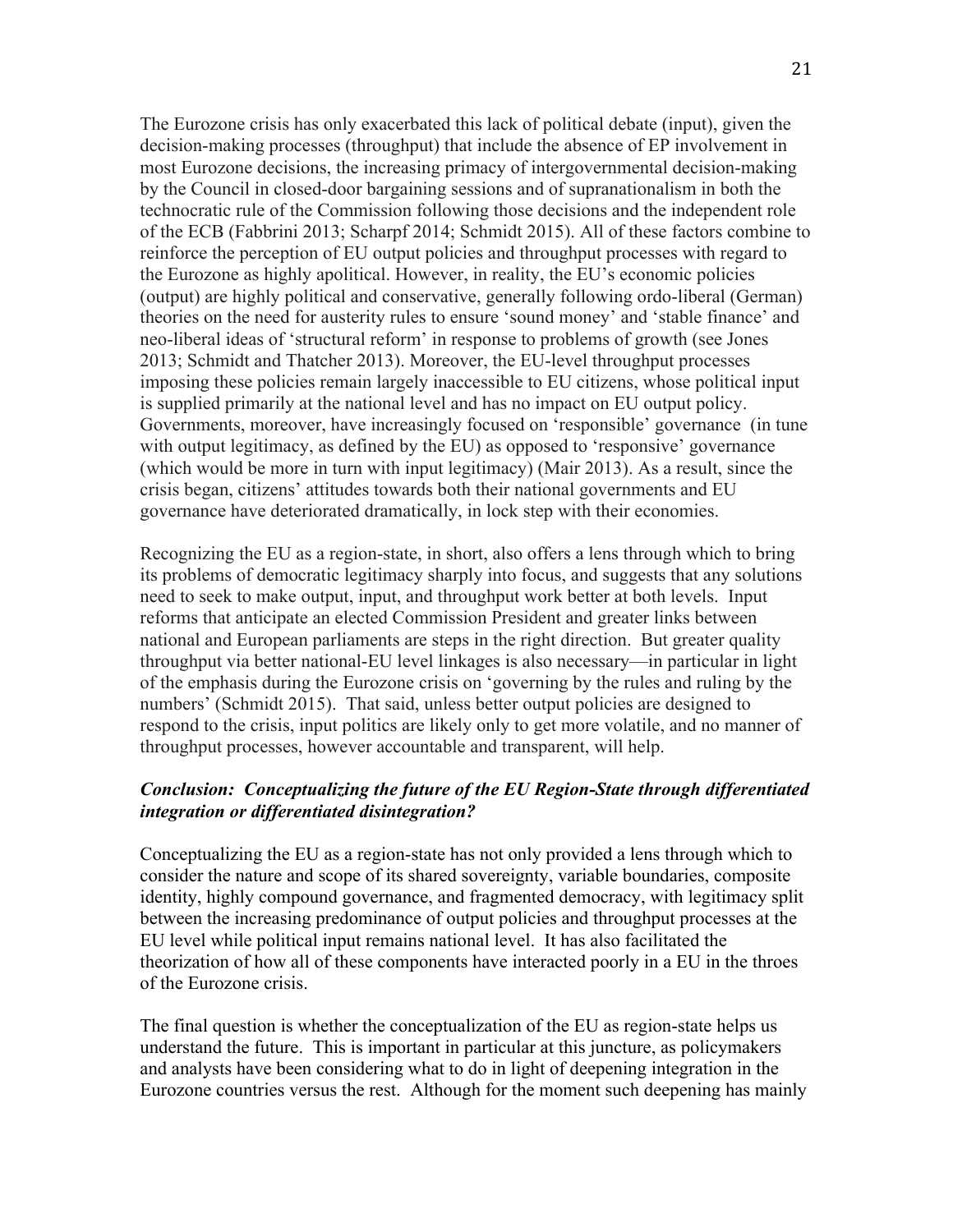The Eurozone crisis has only exacerbated this lack of political debate (input), given the decision-making processes (throughput) that include the absence of EP involvement in most Eurozone decisions, the increasing primacy of intergovernmental decision-making by the Council in closed-door bargaining sessions and of supranationalism in both the technocratic rule of the Commission following those decisions and the independent role of the ECB (Fabbrini 2013; Scharpf 2014; Schmidt 2015). All of these factors combine to reinforce the perception of EU output policies and throughput processes with regard to the Eurozone as highly apolitical. However, in reality, the EU's economic policies (output) are highly political and conservative, generally following ordo-liberal (German) theories on the need for austerity rules to ensure 'sound money' and 'stable finance' and neo-liberal ideas of 'structural reform' in response to problems of growth (see Jones 2013; Schmidt and Thatcher 2013). Moreover, the EU-level throughput processes imposing these policies remain largely inaccessible to EU citizens, whose political input is supplied primarily at the national level and has no impact on EU output policy. Governments, moreover, have increasingly focused on 'responsible' governance (in tune with output legitimacy, as defined by the EU) as opposed to 'responsive' governance (which would be more in turn with input legitimacy) (Mair 2013). As a result, since the crisis began, citizens' attitudes towards both their national governments and EU governance have deteriorated dramatically, in lock step with their economies.

Recognizing the EU as a region-state, in short, also offers a lens through which to bring its problems of democratic legitimacy sharply into focus, and suggests that any solutions need to seek to make output, input, and throughput work better at both levels. Input reforms that anticipate an elected Commission President and greater links between national and European parliaments are steps in the right direction. But greater quality throughput via better national-EU level linkages is also necessary—in particular in light of the emphasis during the Eurozone crisis on 'governing by the rules and ruling by the numbers' (Schmidt 2015). That said, unless better output policies are designed to respond to the crisis, input politics are likely only to get more volatile, and no manner of throughput processes, however accountable and transparent, will help.

### *Conclusion: Conceptualizing the future of the EU Region-State through differentiated integration or differentiated disintegration?*

Conceptualizing the EU as a region-state has not only provided a lens through which to consider the nature and scope of its shared sovereignty, variable boundaries, composite identity, highly compound governance, and fragmented democracy, with legitimacy split between the increasing predominance of output policies and throughput processes at the EU level while political input remains national level. It has also facilitated the theorization of how all of these components have interacted poorly in a EU in the throes of the Eurozone crisis.

The final question is whether the conceptualization of the EU as region-state helps us understand the future. This is important in particular at this juncture, as policymakers and analysts have been considering what to do in light of deepening integration in the Eurozone countries versus the rest. Although for the moment such deepening has mainly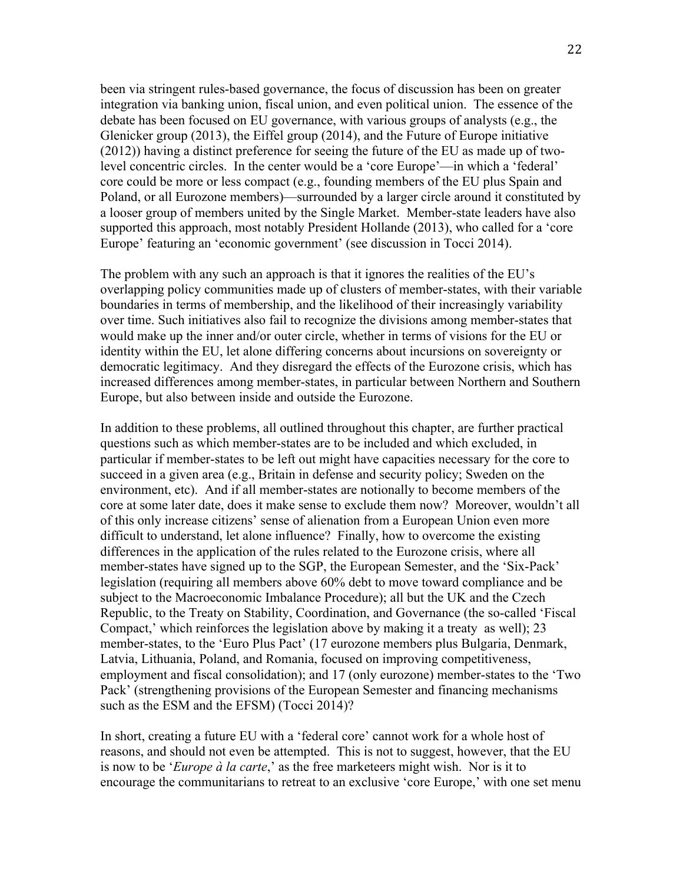been via stringent rules-based governance, the focus of discussion has been on greater integration via banking union, fiscal union, and even political union. The essence of the debate has been focused on EU governance, with various groups of analysts (e.g., the Glenicker group (2013), the Eiffel group (2014), and the Future of Europe initiative (2012)) having a distinct preference for seeing the future of the EU as made up of two-level concentric circles. In the center would be a 'core Europe'—in which a 'federal' core could be more or less compact (e.g., founding members of the EU plus Spain and Poland, or all Eurozone members)—surrounded by a larger circle around it constituted by a looser group of members united by the Single Market. Member-state leaders have also supported this approach, most notably President Hollande (2013), who called for a 'core Europe' featuring an 'economic government' (see discussion in Tocci 2014).

The problem with any such an approach is that it ignores the realities of the EU's overlapping policy communities made up of clusters of member-states, with their variable boundaries in terms of membership, and the likelihood of their increasingly variability over time. Such initiatives also fail to recognize the divisions among member-states that would make up the inner and/or outer circle, whether in terms of visions for the EU or identity within the EU, let alone differing concerns about incursions on sovereignty or democratic legitimacy. And they disregard the effects of the Eurozone crisis, which has increased differences among member-states, in particular between Northern and Southern Europe, but also between inside and outside the Eurozone.

In addition to these problems, all outlined throughout this chapter, are further practical questions such as which member-states are to be included and which excluded, in particular if member-states to be left out might have capacities necessary for the core to succeed in a given area (e.g., Britain in defense and security policy; Sweden on the environment, etc). And if all member-states are notionally to become members of the core at some later date, does it make sense to exclude them now? Moreover, wouldn't all of this only increase citizens' sense of alienation from a European Union even more difficult to understand, let alone influence? Finally, how to overcome the existing differences in the application of the rules related to the Eurozone crisis, where all member-states have signed up to the SGP, the European Semester, and the 'Six-Pack' legislation (requiring all members above 60% debt to move toward compliance and be subject to the Macroeconomic Imbalance Procedure); all but the UK and the Czech Republic, to the Treaty on Stability, Coordination, and Governance (the so-called 'Fiscal Compact,' which reinforces the legislation above by making it a treaty as well); 23 member-states, to the 'Euro Plus Pact' (17 eurozone members plus Bulgaria, Denmark, Latvia, Lithuania, Poland, and Romania, focused on improving competitiveness, employment and fiscal consolidation); and 17 (only eurozone) member-states to the 'Two Pack' (strengthening provisions of the European Semester and financing mechanisms such as the ESM and the EFSM) (Tocci 2014)?

In short, creating a future EU with a 'federal core' cannot work for a whole host of reasons, and should not even be attempted. This is not to suggest, however, that the EU is now to be '*Europe à la carte*,' as the free marketeers might wish. Nor is it to encourage the communitarians to retreat to an exclusive 'core Europe,' with one set menu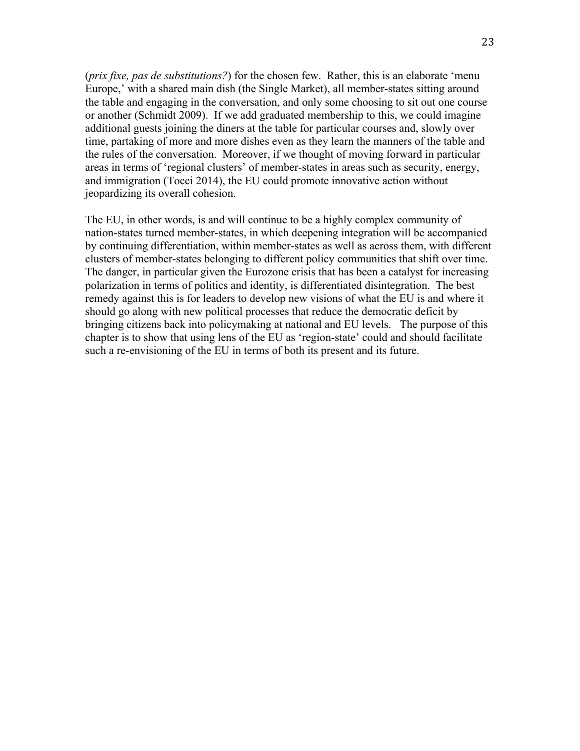(*prix fixe, pas de substitutions?*) for the chosen few. Rather, this is an elaborate 'menu Europe,' with a shared main dish (the Single Market), all member-states sitting around the table and engaging in the conversation, and only some choosing to sit out one course or another (Schmidt 2009). If we add graduated membership to this, we could imagine additional guests joining the diners at the table for particular courses and, slowly over time, partaking of more and more dishes even as they learn the manners of the table and the rules of the conversation. Moreover, if we thought of moving forward in particular areas in terms of 'regional clusters' of member-states in areas such as security, energy, and immigration (Tocci 2014), the EU could promote innovative action without jeopardizing its overall cohesion.

The EU, in other words, is and will continue to be a highly complex community of nation-states turned member-states, in which deepening integration will be accompanied by continuing differentiation, within member-states as well as across them, with different clusters of member-states belonging to different policy communities that shift over time. The danger, in particular given the Eurozone crisis that has been a catalyst for increasing polarization in terms of politics and identity, is differentiated disintegration. The best remedy against this is for leaders to develop new visions of what the EU is and where it should go along with new political processes that reduce the democratic deficit by bringing citizens back into policymaking at national and EU levels. The purpose of this chapter is to show that using lens of the EU as 'region-state' could and should facilitate such a re-envisioning of the EU in terms of both its present and its future.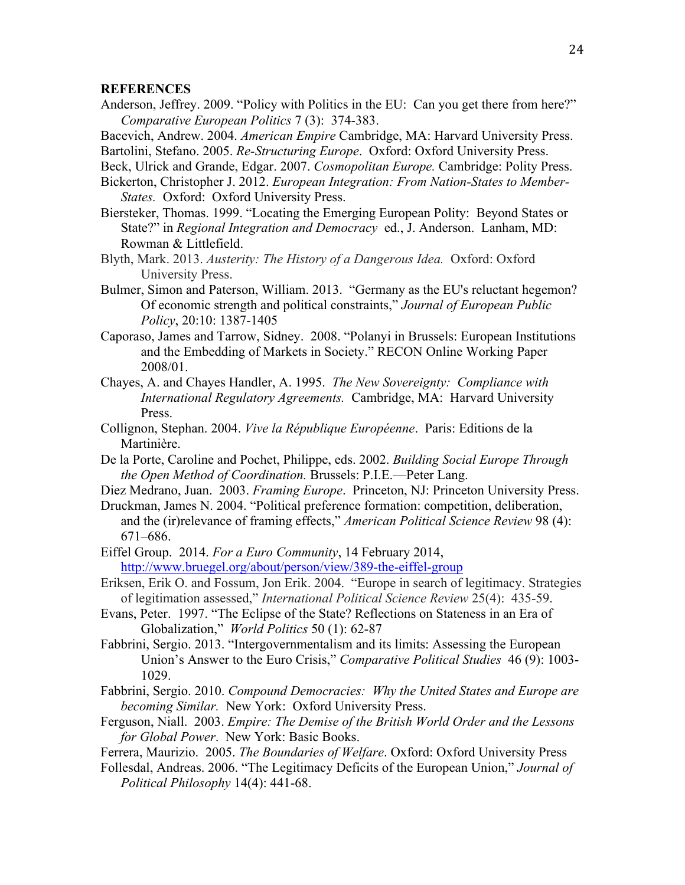**REFERENCES**

Anderson, Jeffrey. 2009. "Policy with Politics in the EU: Can you get there from here?" *Comparative European Politics* 7 (3): 374-383.

Bacevich, Andrew. 2004. *American Empire* Cambridge, MA: Harvard University Press.

Bartolini, Stefano. 2005. *Re-Structuring Europe*. Oxford: Oxford University Press.

Beck, Ulrick and Grande, Edgar. 2007. *Cosmopolitan Europe.* Cambridge: Polity Press.

Bickerton, Christopher J. 2012. *European Integration: From Nation-States to Member-States.* Oxford: Oxford University Press.

Biersteker, Thomas. 1999. "Locating the Emerging European Polity: Beyond States or State?" in *Regional Integration and Democracy* ed., J. Anderson. Lanham, MD: Rowman & Littlefield.

Blyth, Mark. 2013. *Austerity: The History of a Dangerous Idea.* Oxford: Oxford University Press.

Bulmer, Simon and Paterson, William. 2013. "Germany as the EU's reluctant hegemon? Of economic strength and political constraints," *Journal of European Public Policy*, 20:10: 1387-1405

Caporaso, James and Tarrow, Sidney. 2008. "Polanyi in Brussels: European Institutions and the Embedding of Markets in Society." RECON Online Working Paper 2008/01.

Chayes, A. and Chayes Handler, A. 1995. *The New Sovereignty: Compliance with International Regulatory Agreements.* Cambridge, MA: Harvard University Press.

Collignon, Stephan. 2004. *Vive la République Européenne*. Paris: Editions de la Martinière.

De la Porte, Caroline and Pochet, Philippe, eds. 2002. *Building Social Europe Through the Open Method of Coordination.* Brussels: P.I.E.—Peter Lang.

Diez Medrano, Juan. 2003. *Framing Europe*. Princeton, NJ: Princeton University Press.

Druckman, James N. 2004. "Political preference formation: competition, deliberation, and the (ir)relevance of framing effects," *American Political Science Review* 98 (4): 671–686.

Eiffel Group. 2014. *For a Euro Community*, 14 February 2014, http://www.bruegel.org/about/person/view/389-the-eiffel-group

Eriksen, Erik O. and Fossum, Jon Erik. 2004. "Europe in search of legitimacy. Strategies of legitimation assessed," *International Political Science Review* 25(4): 435-59.

Evans, Peter. 1997. "The Eclipse of the State? Reflections on Stateness in an Era of Globalization," *World Politics* 50 (1): 62-87

Fabbrini, Sergio. 2013. "Intergovernmentalism and its limits: Assessing the European Union's Answer to the Euro Crisis," *Comparative Political Studies* 46 (9): 1003-1029.

Fabbrini, Sergio. 2010. *Compound Democracies: Why the United States and Europe are becoming Similar.* New York: Oxford University Press.

Ferguson, Niall. 2003. *Empire: The Demise of the British World Order and the Lessons for Global Power*. New York: Basic Books.

Ferrera, Maurizio. 2005. *The Boundaries of Welfare*. Oxford: Oxford University Press

Follesdal, Andreas. 2006. "The Legitimacy Deficits of the European Union," *Journal of Political Philosophy* 14(4): 441-68.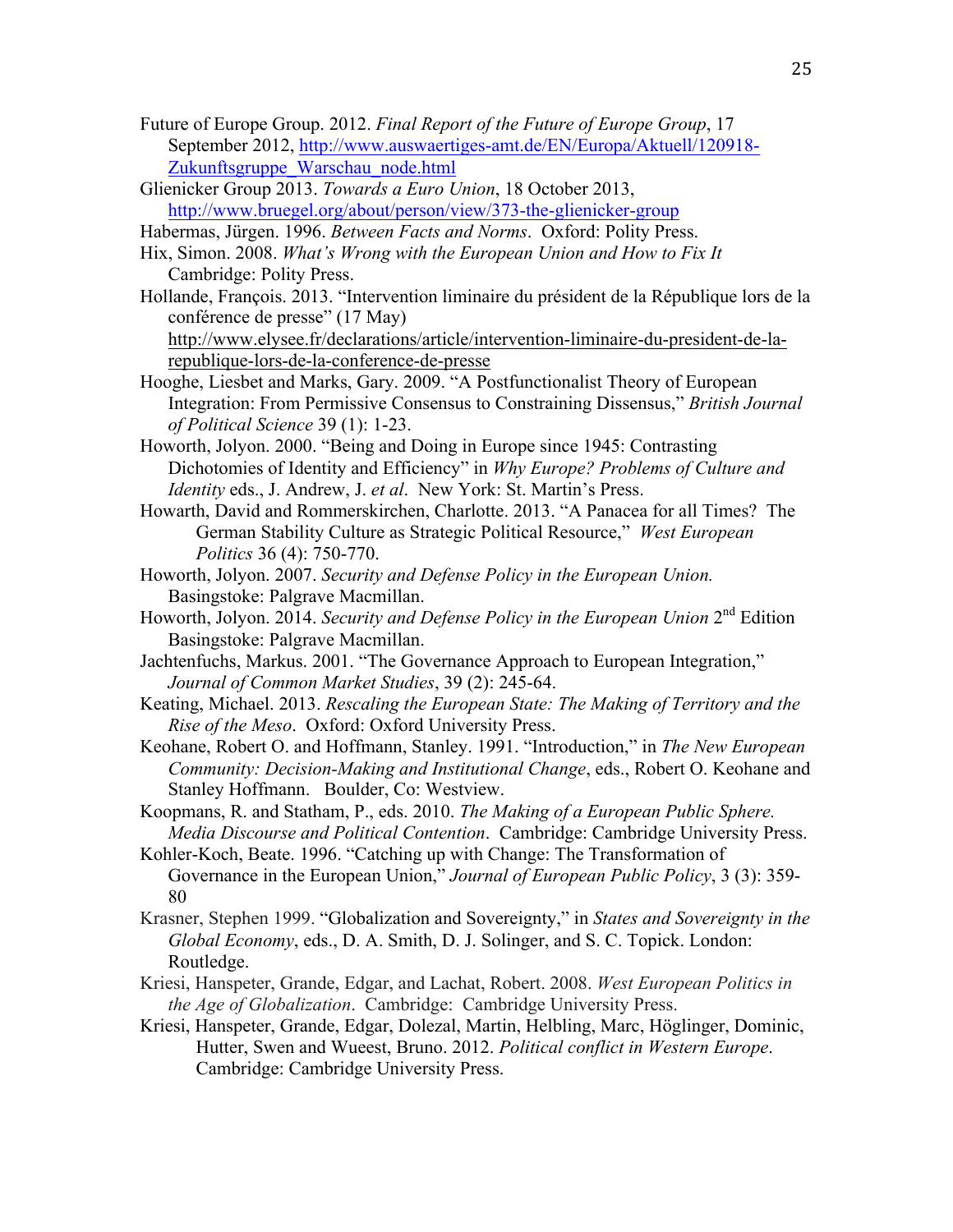Future of Europe Group. 2012. *Final Report of the Future of Europe Group*, 17 September 2012, http://www.auswaertiges-amt.de/EN/Europa/Aktuell/120918-Zukunftsgruppe_Warschau_node.html

Glienicker Group 2013. *Towards a Euro Union*, 18 October 2013, http://www.bruegel.org/about/person/view/373-the-glienicker-group

Habermas, Jürgen. 1996. *Between Facts and Norms*. Oxford: Polity Press.

Hix, Simon. 2008. *What's Wrong with the European Union and How to Fix It* Cambridge: Polity Press.

Hollande, François. 2013. "Intervention liminaire du président de la République lors de la conférence de presse" (17 May) http://www.elysee.fr/declarations/article/intervention-liminaire-du-president-de-la-republique-lors-de-la-conference-de-presse

Hooghe, Liesbet and Marks, Gary. 2009. "A Postfunctionalist Theory of European Integration: From Permissive Consensus to Constraining Dissensus," *British Journal of Political Science* 39 (1): 1-23.

Howorth, Jolyon. 2000. "Being and Doing in Europe since 1945: Contrasting Dichotomies of Identity and Efficiency" in *Why Europe? Problems of Culture and Identity* eds., J. Andrew, J. *et al*. New York: St. Martin's Press.

Howarth, David and Rommerskirchen, Charlotte. 2013. "A Panacea for all Times? The German Stability Culture as Strategic Political Resource," *West European Politics* 36 (4): 750-770.

Howorth, Jolyon. 2007. *Security and Defense Policy in the European Union.* Basingstoke: Palgrave Macmillan.

Howorth, Jolyon. 2014. *Security and Defense Policy in the European Union* 2nd Edition Basingstoke: Palgrave Macmillan.

Jachtenfuchs, Markus. 2001. "The Governance Approach to European Integration," *Journal of Common Market Studies*, 39 (2): 245-64.

Keating, Michael. 2013. *Rescaling the European State: The Making of Territory and the Rise of the Meso*. Oxford: Oxford University Press.

Keohane, Robert O. and Hoffmann, Stanley. 1991. "Introduction," in *The New European Community: Decision-Making and Institutional Change*, eds., Robert O. Keohane and Stanley Hoffmann. Boulder, Co: Westview.

Koopmans, R. and Statham, P., eds. 2010. *The Making of a European Public Sphere. Media Discourse and Political Contention*. Cambridge: Cambridge University Press.

Kohler-Koch, Beate. 1996. "Catching up with Change: The Transformation of Governance in the European Union," *Journal of European Public Policy*, 3 (3): 359-80

Krasner, Stephen 1999. "Globalization and Sovereignty," in *States and Sovereignty in the Global Economy*, eds., D. A. Smith, D. J. Solinger, and S. C. Topick. London: Routledge.

Kriesi, Hanspeter, Grande, Edgar, and Lachat, Robert. 2008. *West European Politics in the Age of Globalization*. Cambridge: Cambridge University Press.

Kriesi, Hanspeter, Grande, Edgar, Dolezal, Martin, Helbling, Marc, Höglinger, Dominic, Hutter, Swen and Wueest, Bruno. 2012. *Political conflict in Western Europe*. Cambridge: Cambridge University Press.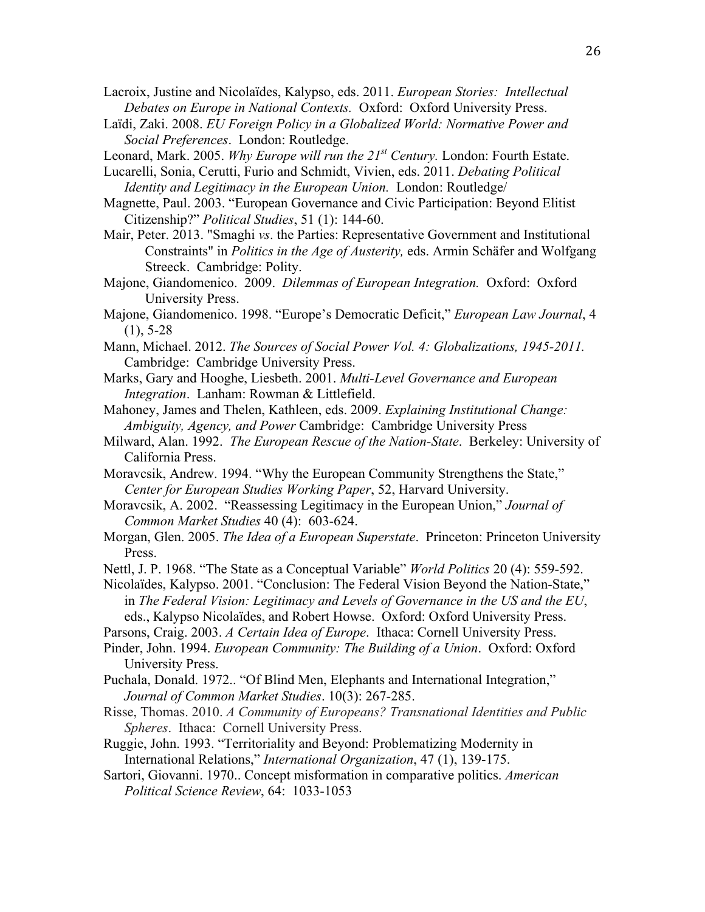Lacroix, Justine and Nicolaïdes, Kalypso, eds. 2011. *European Stories: Intellectual Debates on Europe in National Contexts.* Oxford: Oxford University Press.

Laïdi, Zaki. 2008. *EU Foreign Policy in a Globalized World: Normative Power and Social Preferences*. London: Routledge.

Leonard, Mark. 2005. *Why Europe will run the 21st Century.* London: Fourth Estate.

Lucarelli, Sonia, Cerutti, Furio and Schmidt, Vivien, eds. 2011. *Debating Political Identity and Legitimacy in the European Union.* London: Routledge/

Magnette, Paul. 2003. "European Governance and Civic Participation: Beyond Elitist Citizenship?" *Political Studies*, 51 (1): 144-60.

Mair, Peter. 2013. "Smaghi *vs*. the Parties: Representative Government and Institutional Constraints" in *Politics in the Age of Austerity,* eds. Armin Schäfer and Wolfgang Streeck. Cambridge: Polity.

Majone, Giandomenico. 2009. *Dilemmas of European Integration.* Oxford: Oxford University Press.

Majone, Giandomenico. 1998. "Europe's Democratic Deficit," *European Law Journal*, 4 (1), 5-28

Mann, Michael. 2012. *The Sources of Social Power Vol. 4: Globalizations, 1945-2011.* Cambridge: Cambridge University Press.

Marks, Gary and Hooghe, Liesbeth. 2001. *Multi-Level Governance and European Integration*. Lanham: Rowman & Littlefield.

Mahoney, James and Thelen, Kathleen, eds. 2009. *Explaining Institutional Change: Ambiguity, Agency, and Power* Cambridge: Cambridge University Press

Milward, Alan. 1992. *The European Rescue of the Nation-State*. Berkeley: University of California Press.

Moravcsik, Andrew. 1994. "Why the European Community Strengthens the State," *Center for European Studies Working Paper*, 52, Harvard University.

Moravcsik, A. 2002. "Reassessing Legitimacy in the European Union," *Journal of Common Market Studies* 40 (4): 603-624.

Morgan, Glen. 2005. *The Idea of a European Superstate*. Princeton: Princeton University Press.

Nettl, J. P. 1968. "The State as a Conceptual Variable" *World Politics* 20 (4): 559-592.

Nicolaïdes, Kalypso. 2001. "Conclusion: The Federal Vision Beyond the Nation-State," in *The Federal Vision: Legitimacy and Levels of Governance in the US and the EU*, eds., Kalypso Nicolaïdes, and Robert Howse. Oxford: Oxford University Press.

Parsons, Craig. 2003. *A Certain Idea of Europe*. Ithaca: Cornell University Press.

Pinder, John. 1994. *European Community: The Building of a Union*. Oxford: Oxford University Press.

Puchala, Donald. 1972.. "Of Blind Men, Elephants and International Integration," *Journal of Common Market Studies*. 10(3): 267-285.

Risse, Thomas. 2010. *A Community of Europeans? Transnational Identities and Public Spheres*. Ithaca: Cornell University Press.

Ruggie, John. 1993. "Territoriality and Beyond: Problematizing Modernity in International Relations," *International Organization*, 47 (1), 139-175.

Sartori, Giovanni. 1970.. Concept misformation in comparative politics. *American Political Science Review*, 64: 1033-1053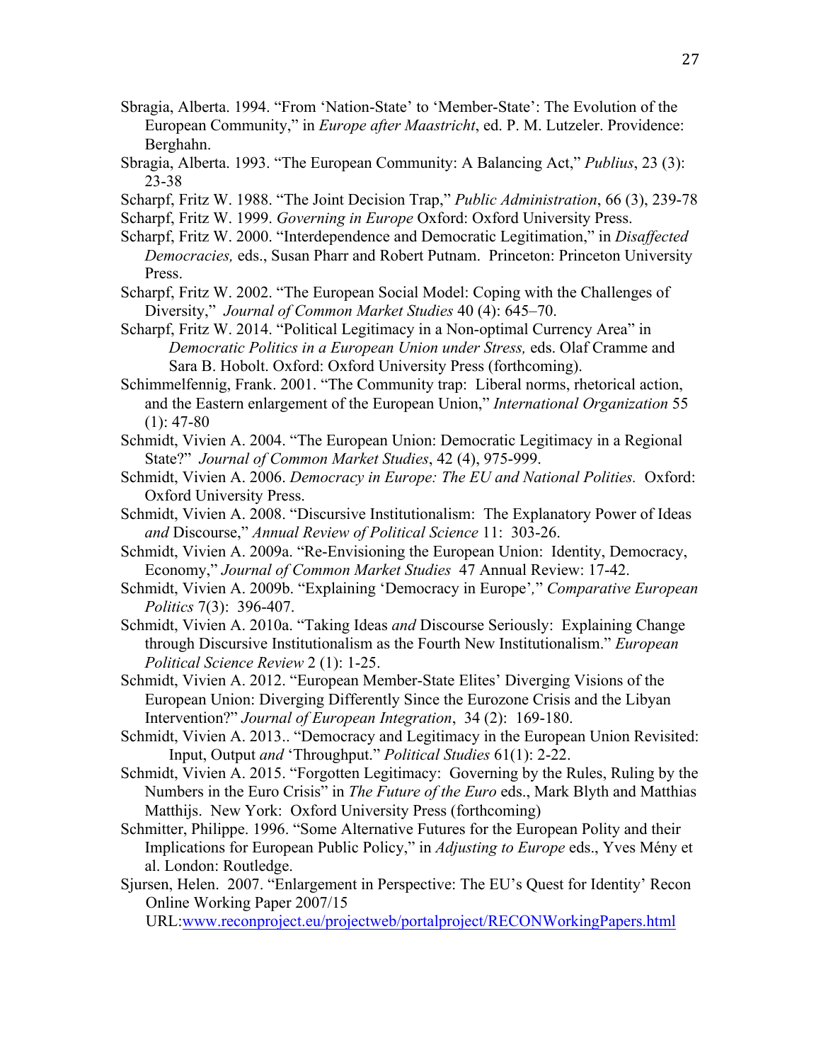Sbragia, Alberta. 1994. "From 'Nation-State' to 'Member-State': The Evolution of the European Community," in *Europe after Maastricht*, ed. P. M. Lutzeler. Providence: Berghahn.

Sbragia, Alberta. 1993. "The European Community: A Balancing Act," *Publius*, 23 (3): 23-38

Scharpf, Fritz W. 1988. "The Joint Decision Trap," *Public Administration*, 66 (3), 239-78

Scharpf, Fritz W. 1999. *Governing in Europe* Oxford: Oxford University Press.

Scharpf, Fritz W. 2000. "Interdependence and Democratic Legitimation," in *Disaffected Democracies,* eds., Susan Pharr and Robert Putnam. Princeton: Princeton University Press.

Scharpf, Fritz W. 2002. "The European Social Model: Coping with the Challenges of Diversity," *Journal of Common Market Studies* 40 (4): 645–70.

Scharpf, Fritz W. 2014. "Political Legitimacy in a Non-optimal Currency Area" in *Democratic Politics in a European Union under Stress,* eds. Olaf Cramme and Sara B. Hobolt. Oxford: Oxford University Press (forthcoming).

Schimmelfennig, Frank. 2001. "The Community trap: Liberal norms, rhetorical action, and the Eastern enlargement of the European Union," *International Organization* 55 (1): 47-80

Schmidt, Vivien A. 2004. "The European Union: Democratic Legitimacy in a Regional State?" *Journal of Common Market Studies*, 42 (4), 975-999.

Schmidt, Vivien A. 2006. *Democracy in Europe: The EU and National Polities.* Oxford: Oxford University Press.

Schmidt, Vivien A. 2008. "Discursive Institutionalism: The Explanatory Power of Ideas *and* Discourse," *Annual Review of Political Science* 11: 303-26.

Schmidt, Vivien A. 2009a. "Re-Envisioning the European Union: Identity, Democracy, Economy," *Journal of Common Market Studies* 47 Annual Review: 17-42.

Schmidt, Vivien A. 2009b. "Explaining 'Democracy in Europe'," *Comparative European Politics* 7(3): 396-407.

Schmidt, Vivien A. 2010a. "Taking Ideas *and* Discourse Seriously: Explaining Change through Discursive Institutionalism as the Fourth New Institutionalism." *European Political Science Review* 2 (1): 1-25.

Schmidt, Vivien A. 2012. "European Member-State Elites' Diverging Visions of the European Union: Diverging Differently Since the Eurozone Crisis and the Libyan Intervention?" *Journal of European Integration*, 34 (2): 169-180.

Schmidt, Vivien A. 2013.. "Democracy and Legitimacy in the European Union Revisited: Input, Output *and* 'Throughput." *Political Studies* 61(1): 2-22.

Schmidt, Vivien A. 2015. "Forgotten Legitimacy: Governing by the Rules, Ruling by the Numbers in the Euro Crisis" in *The Future of the Euro* eds., Mark Blyth and Matthias Matthijs. New York: Oxford University Press (forthcoming)

Schmitter, Philippe. 1996. "Some Alternative Futures for the European Polity and their Implications for European Public Policy," in *Adjusting to Europe* eds., Yves Mény et al. London: Routledge.

Sjursen, Helen. 2007. "Enlargement in Perspective: The EU's Quest for Identity' Recon Online Working Paper 2007/15 URL:www.reconproject.eu/projectweb/portalproject/RECONWorkingPapers.html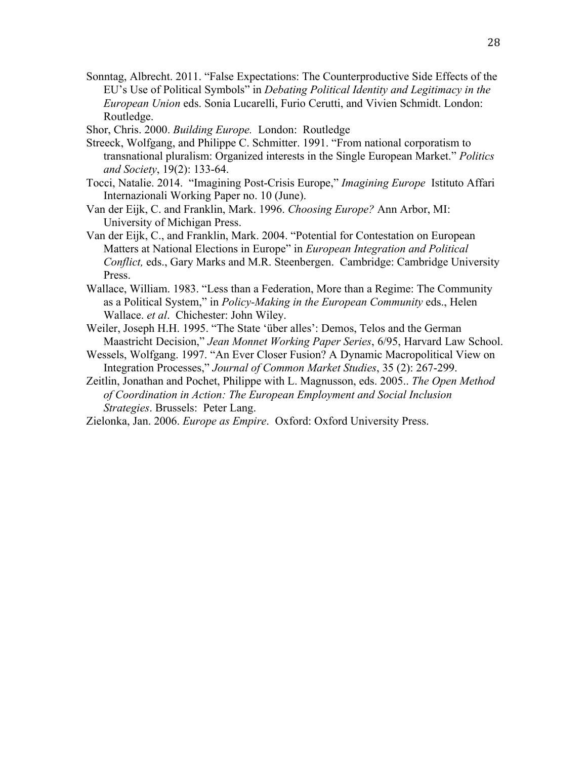Sonntag, Albrecht. 2011. “False Expectations: The Counterproductive Side Effects of the EU’s Use of Political Symbols” in *Debating Political Identity and Legitimacy in the European Union* eds. Sonia Lucarelli, Furio Cerutti, and Vivien Schmidt. London: Routledge.

Shor, Chris. 2000. *Building Europe.* London: Routledge

Streeck, Wolfgang, and Philippe C. Schmitter. 1991. “From national corporatism to transnational pluralism: Organized interests in the Single European Market.” *Politics and Society*, 19(2): 133-64.

Tocci, Natalie. 2014. “Imagining Post-Crisis Europe,” *Imagining Europe* Istituto Affari Internazionali Working Paper no. 10 (June).

Van der Eijk, C. and Franklin, Mark. 1996. *Choosing Europe?* Ann Arbor, MI: University of Michigan Press.

Van der Eijk, C., and Franklin, Mark. 2004. “Potential for Contestation on European Matters at National Elections in Europe” in *European Integration and Political Conflict,* eds., Gary Marks and M.R. Steenbergen. Cambridge: Cambridge University Press.

Wallace, William. 1983. “Less than a Federation, More than a Regime: The Community as a Political System,” in *Policy-Making in the European Community* eds., Helen Wallace. *et al*. Chichester: John Wiley.

Weiler, Joseph H.H. 1995. “The State ‘über alles’: Demos, Telos and the German Maastricht Decision,” *Jean Monnet Working Paper Series*, 6/95, Harvard Law School.

Wessels, Wolfgang. 1997. “An Ever Closer Fusion? A Dynamic Macropolitical View on Integration Processes,” *Journal of Common Market Studies*, 35 (2): 267-299.

Zeitlin, Jonathan and Pochet, Philippe with L. Magnusson, eds. 2005.. *The Open Method of Coordination in Action: The European Employment and Social Inclusion Strategies*. Brussels: Peter Lang.

Zielonka, Jan. 2006. *Europe as Empire*. Oxford: Oxford University Press.